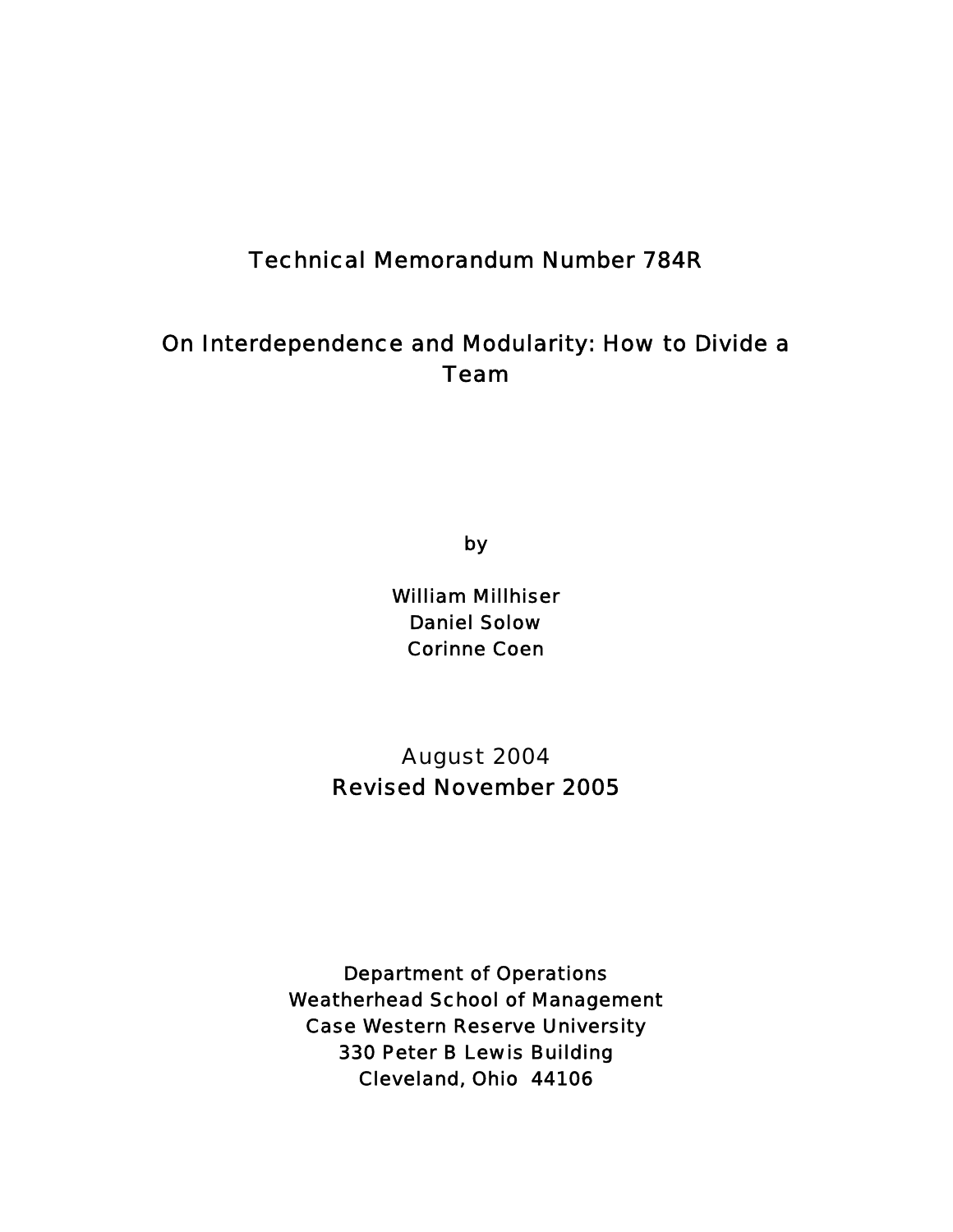Technical Memorandum Number 784R

# On Interdependence and Modularity: How to Divide a Team

by

William Millhiser
Daniel Solow
Corinne Coen

August 2004
Revised November 2005

Department of Operations
Weatherhead School of Management
Case Western Reserve University
330 Peter B Lewis Building
Cleveland, Ohio 44106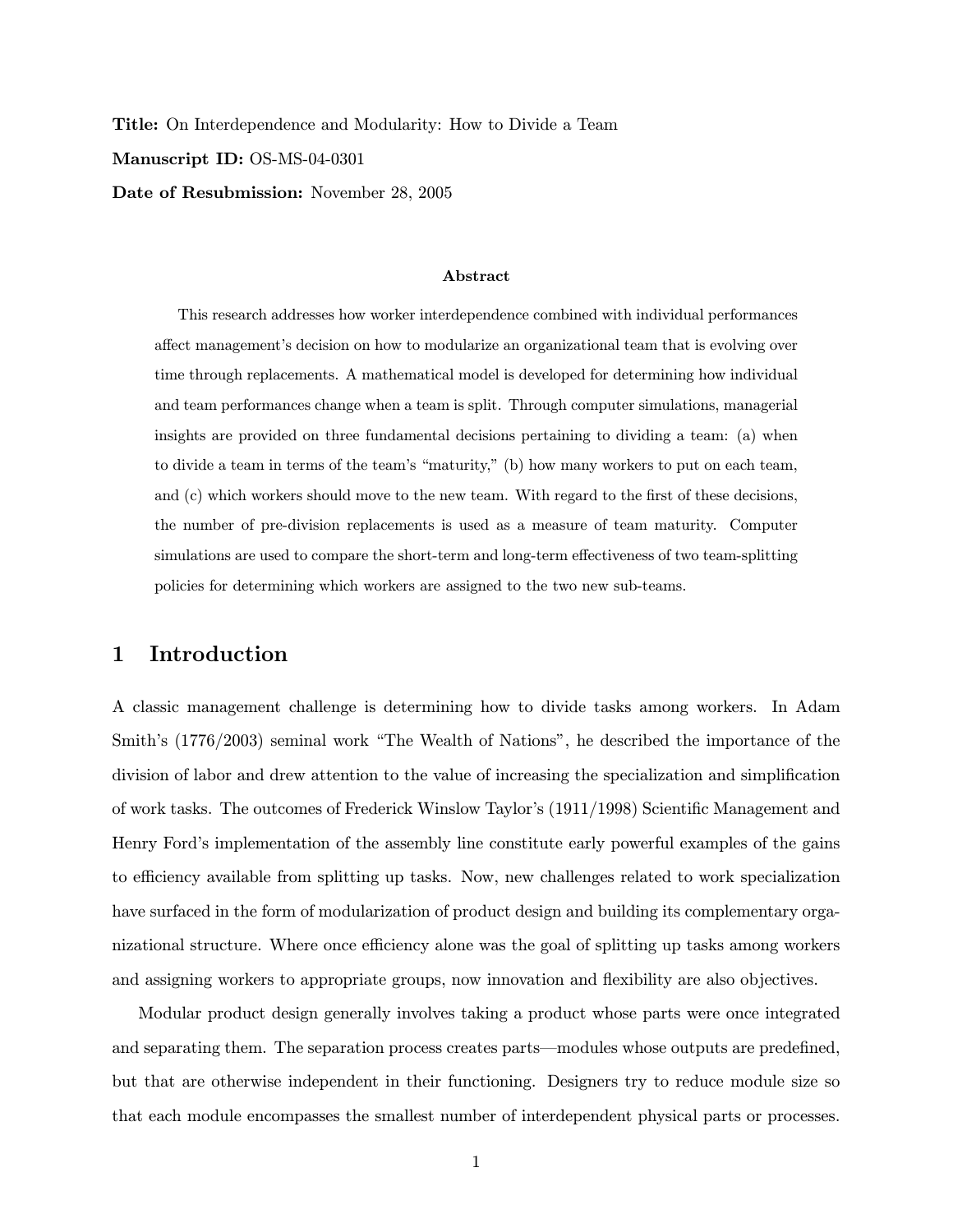**Title:** On Interdependence and Modularity: How to Divide a Team

**Manuscript ID:** OS-MS-04-0301

**Date of Resubmission:** November 28, 2005

### Abstract

This research addresses how worker interdependence combined with individual performances affect management's decision on how to modularize an organizational team that is evolving over time through replacements. A mathematical model is developed for determining how individual and team performances change when a team is split. Through computer simulations, managerial insights are provided on three fundamental decisions pertaining to dividing a team: (a) when to divide a team in terms of the team's "maturity," (b) how many workers to put on each team, and (c) which workers should move to the new team. With regard to the first of these decisions, the number of pre-division replacements is used as a measure of team maturity. Computer simulations are used to compare the short-term and long-term effectiveness of two team-splitting policies for determining which workers are assigned to the two new sub-teams.

## 1 Introduction

A classic management challenge is determining how to divide tasks among workers. In Adam Smith's (1776/2003) seminal work "The Wealth of Nations", he described the importance of the division of labor and drew attention to the value of increasing the specialization and simplification of work tasks. The outcomes of Frederick Winslow Taylor's (1911/1998) Scientific Management and Henry Ford's implementation of the assembly line constitute early powerful examples of the gains to efficiency available from splitting up tasks. Now, new challenges related to work specialization have surfaced in the form of modularization of product design and building its complementary organizational structure. Where once efficiency alone was the goal of splitting up tasks among workers and assigning workers to appropriate groups, now innovation and flexibility are also objectives.

Modular product design generally involves taking a product whose parts were once integrated and separating them. The separation process creates parts—modules whose outputs are predefined, but that are otherwise independent in their functioning. Designers try to reduce module size so that each module encompasses the smallest number of interdependent physical parts or processes.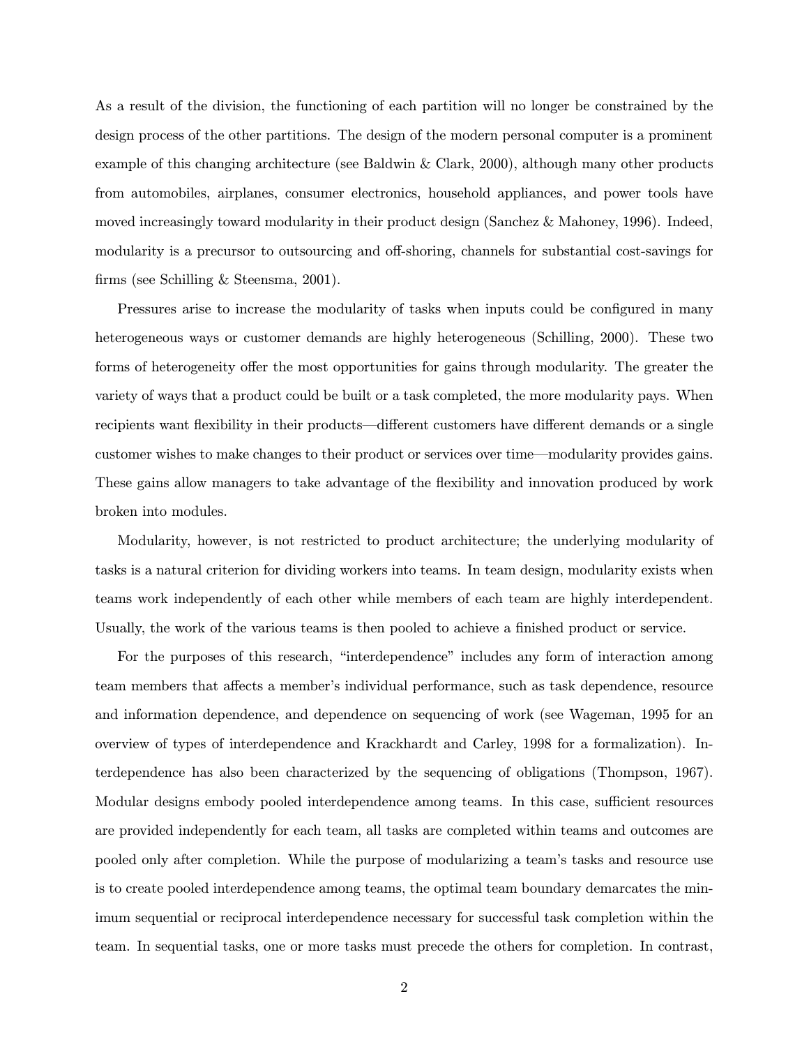As a result of the division, the functioning of each partition will no longer be constrained by the design process of the other partitions. The design of the modern personal computer is a prominent example of this changing architecture (see Baldwin & Clark, 2000), although many other products from automobiles, airplanes, consumer electronics, household appliances, and power tools have moved increasingly toward modularity in their product design (Sanchez & Mahoney, 1996). Indeed, modularity is a precursor to outsourcing and off-shoring, channels for substantial cost-savings for firms (see Schilling & Steensma, 2001).

Pressures arise to increase the modularity of tasks when inputs could be configured in many heterogeneous ways or customer demands are highly heterogeneous (Schilling, 2000). These two forms of heterogeneity offer the most opportunities for gains through modularity. The greater the variety of ways that a product could be built or a task completed, the more modularity pays. When recipients want flexibility in their products—different customers have different demands or a single customer wishes to make changes to their product or services over time—modularity provides gains. These gains allow managers to take advantage of the flexibility and innovation produced by work broken into modules.

Modularity, however, is not restricted to product architecture; the underlying modularity of tasks is a natural criterion for dividing workers into teams. In team design, modularity exists when teams work independently of each other while members of each team are highly interdependent. Usually, the work of the various teams is then pooled to achieve a finished product or service.

For the purposes of this research, "interdependence" includes any form of interaction among team members that affects a member's individual performance, such as task dependence, resource and information dependence, and dependence on sequencing of work (see Wageman, 1995 for an overview of types of interdependence and Krackhardt and Carley, 1998 for a formalization). Interdependence has also been characterized by the sequencing of obligations (Thompson, 1967). Modular designs embody pooled interdependence among teams. In this case, sufficient resources are provided independently for each team, all tasks are completed within teams and outcomes are pooled only after completion. While the purpose of modularizing a team's tasks and resource use is to create pooled interdependence among teams, the optimal team boundary demarcates the minimum sequential or reciprocal interdependence necessary for successful task completion within the team. In sequential tasks, one or more tasks must precede the others for completion. In contrast,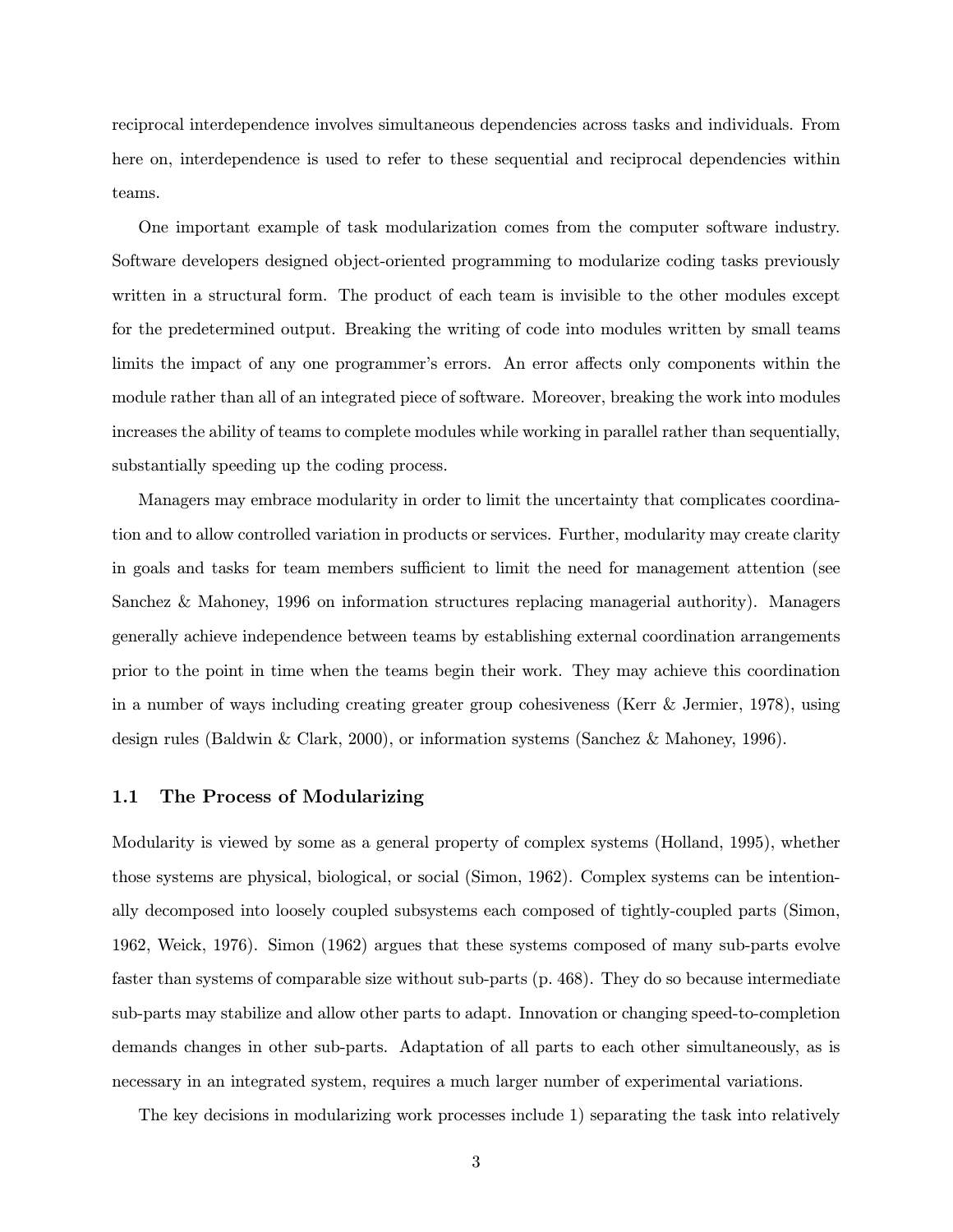reciprocal interdependence involves simultaneous dependencies across tasks and individuals. From here on, interdependence is used to refer to these sequential and reciprocal dependencies within teams.

One important example of task modularization comes from the computer software industry. Software developers designed object-oriented programming to modularize coding tasks previously written in a structural form. The product of each team is invisible to the other modules except for the predetermined output. Breaking the writing of code into modules written by small teams limits the impact of any one programmer's errors. An error affects only components within the module rather than all of an integrated piece of software. Moreover, breaking the work into modules increases the ability of teams to complete modules while working in parallel rather than sequentially, substantially speeding up the coding process.

Managers may embrace modularity in order to limit the uncertainty that complicates coordination and to allow controlled variation in products or services. Further, modularity may create clarity in goals and tasks for team members sufficient to limit the need for management attention (see Sanchez & Mahoney, 1996 on information structures replacing managerial authority). Managers generally achieve independence between teams by establishing external coordination arrangements prior to the point in time when the teams begin their work. They may achieve this coordination in a number of ways including creating greater group cohesiveness (Kerr & Jermier, 1978), using design rules (Baldwin & Clark, 2000), or information systems (Sanchez & Mahoney, 1996).

### 1.1 The Process of Modularizing

Modularity is viewed by some as a general property of complex systems (Holland, 1995), whether those systems are physical, biological, or social (Simon, 1962). Complex systems can be intentionally decomposed into loosely coupled subsystems each composed of tightly-coupled parts (Simon, 1962, Weick, 1976). Simon (1962) argues that these systems composed of many sub-parts evolve faster than systems of comparable size without sub-parts (p. 468). They do so because intermediate sub-parts may stabilize and allow other parts to adapt. Innovation or changing speed-to-completion demands changes in other sub-parts. Adaptation of all parts to each other simultaneously, as is necessary in an integrated system, requires a much larger number of experimental variations.

The key decisions in modularizing work processes include 1) separating the task into relatively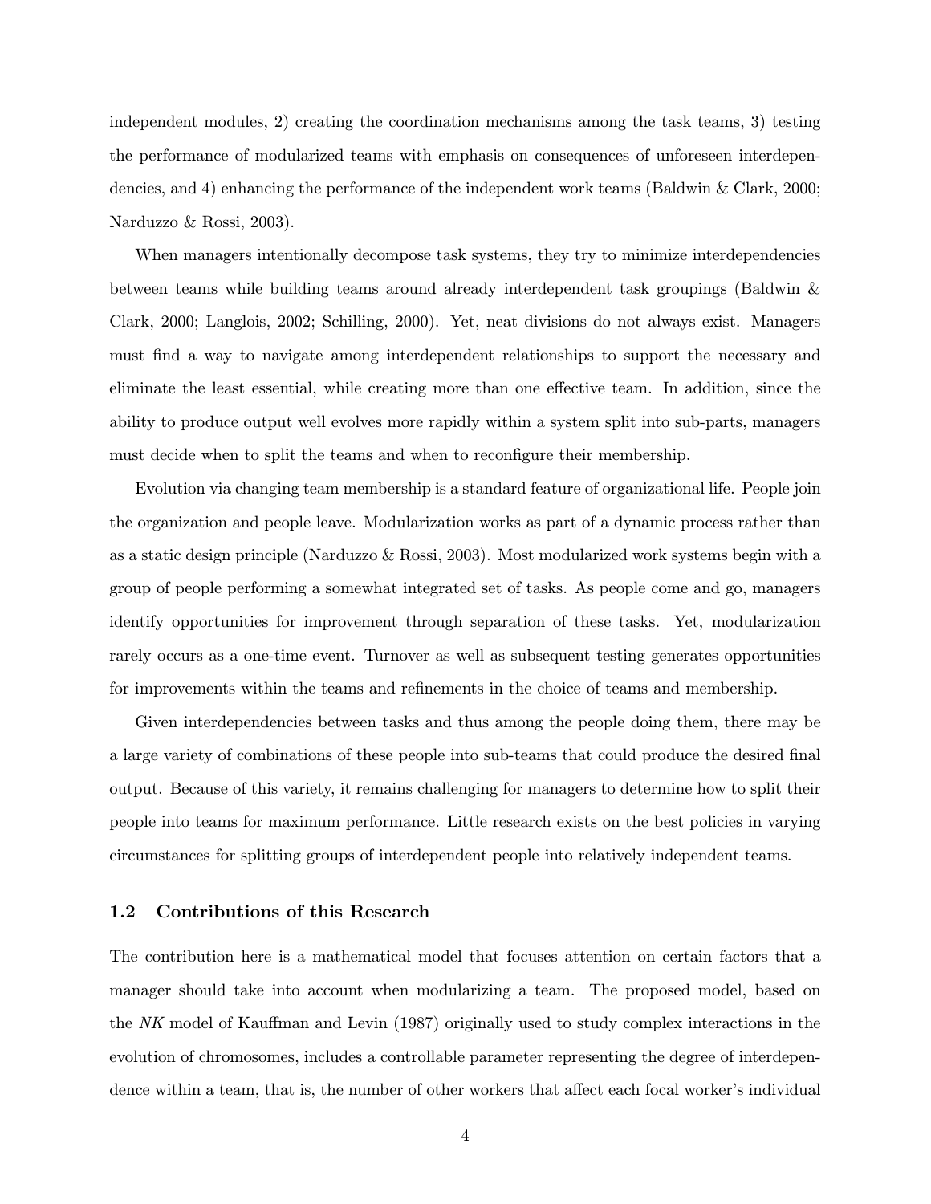independent modules, 2) creating the coordination mechanisms among the task teams, 3) testing the performance of modularized teams with emphasis on consequences of unforeseen interdependencies, and 4) enhancing the performance of the independent work teams (Baldwin & Clark, 2000; Narduzzo & Rossi, 2003).

When managers intentionally decompose task systems, they try to minimize interdependencies between teams while building teams around already interdependent task groupings (Baldwin & Clark, 2000; Langlois, 2002; Schilling, 2000). Yet, neat divisions do not always exist. Managers must find a way to navigate among interdependent relationships to support the necessary and eliminate the least essential, while creating more than one effective team. In addition, since the ability to produce output well evolves more rapidly within a system split into sub-parts, managers must decide when to split the teams and when to reconfigure their membership.

Evolution via changing team membership is a standard feature of organizational life. People join the organization and people leave. Modularization works as part of a dynamic process rather than as a static design principle (Narduzzo & Rossi, 2003). Most modularized work systems begin with a group of people performing a somewhat integrated set of tasks. As people come and go, managers identify opportunities for improvement through separation of these tasks. Yet, modularization rarely occurs as a one-time event. Turnover as well as subsequent testing generates opportunities for improvements within the teams and refinements in the choice of teams and membership.

Given interdependencies between tasks and thus among the people doing them, there may be a large variety of combinations of these people into sub-teams that could produce the desired final output. Because of this variety, it remains challenging for managers to determine how to split their people into teams for maximum performance. Little research exists on the best policies in varying circumstances for splitting groups of interdependent people into relatively independent teams.

### 1.2 Contributions of this Research

The contribution here is a mathematical model that focuses attention on certain factors that a manager should take into account when modularizing a team. The proposed model, based on the *NK* model of Kauffman and Levin (1987) originally used to study complex interactions in the evolution of chromosomes, includes a controllable parameter representing the degree of interdependence within a team, that is, the number of other workers that affect each focal worker's individual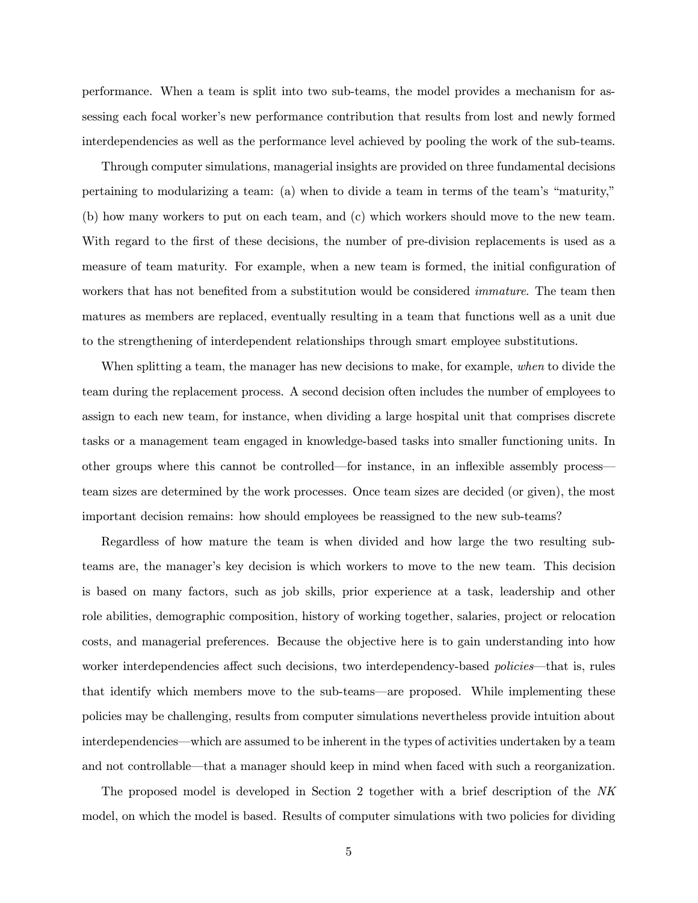performance. When a team is split into two sub-teams, the model provides a mechanism for assessing each focal worker's new performance contribution that results from lost and newly formed interdependencies as well as the performance level achieved by pooling the work of the sub-teams.

Through computer simulations, managerial insights are provided on three fundamental decisions pertaining to modularizing a team: (a) when to divide a team in terms of the team's "maturity," (b) how many workers to put on each team, and (c) which workers should move to the new team. With regard to the first of these decisions, the number of pre-division replacements is used as a measure of team maturity. For example, when a new team is formed, the initial configuration of workers that has not benefited from a substitution would be considered *immature*. The team then matures as members are replaced, eventually resulting in a team that functions well as a unit due to the strengthening of interdependent relationships through smart employee substitutions.

When splitting a team, the manager has new decisions to make, for example, *when* to divide the team during the replacement process. A second decision often includes the number of employees to assign to each new team, for instance, when dividing a large hospital unit that comprises discrete tasks or a management team engaged in knowledge-based tasks into smaller functioning units. In other groups where this cannot be controlled—for instance, in an inflexible assembly process—team sizes are determined by the work processes. Once team sizes are decided (or given), the most important decision remains: how should employees be reassigned to the new sub-teams?

Regardless of how mature the team is when divided and how large the two resulting sub-teams are, the manager's key decision is which workers to move to the new team. This decision is based on many factors, such as job skills, prior experience at a task, leadership and other role abilities, demographic composition, history of working together, salaries, project or relocation costs, and managerial preferences. Because the objective here is to gain understanding into how worker interdependencies affect such decisions, two interdependency-based *policies*—that is, rules that identify which members move to the sub-teams—are proposed. While implementing these policies may be challenging, results from computer simulations nevertheless provide intuition about interdependencies—which are assumed to be inherent in the types of activities undertaken by a team and not controllable—that a manager should keep in mind when faced with such a reorganization.

The proposed model is developed in Section 2 together with a brief description of the *NK* model, on which the model is based. Results of computer simulations with two policies for dividing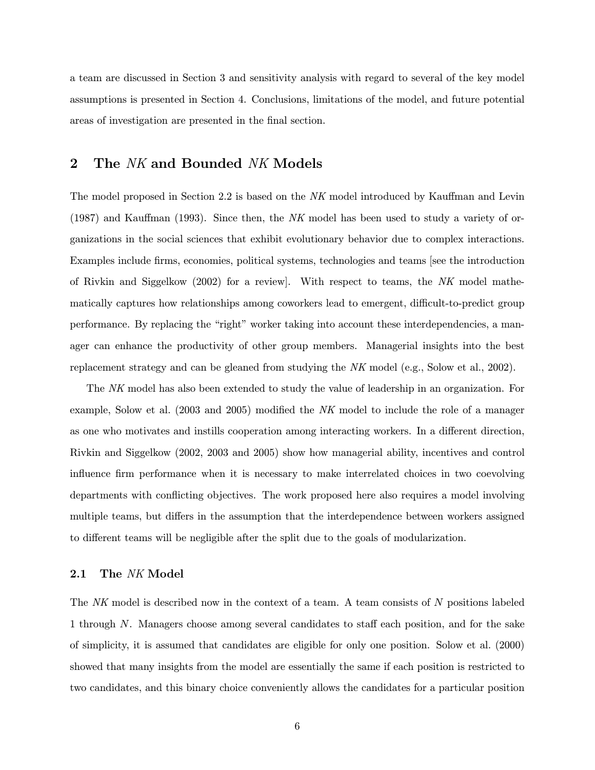a team are discussed in Section 3 and sensitivity analysis with regard to several of the key model assumptions is presented in Section 4. Conclusions, limitations of the model, and future potential areas of investigation are presented in the final section.

## 2 The *NK* and Bounded *NK* Models

The model proposed in Section 2.2 is based on the *NK* model introduced by Kauffman and Levin (1987) and Kauffman (1993). Since then, the *NK* model has been used to study a variety of organizations in the social sciences that exhibit evolutionary behavior due to complex interactions. Examples include firms, economies, political systems, technologies and teams [see the introduction of Rivkin and Siggelkow (2002) for a review]. With respect to teams, the *NK* model mathematically captures how relationships among coworkers lead to emergent, difficult-to-predict group performance. By replacing the "right" worker taking into account these interdependencies, a manager can enhance the productivity of other group members. Managerial insights into the best replacement strategy and can be gleaned from studying the *NK* model (e.g., Solow et al., 2002).

The *NK* model has also been extended to study the value of leadership in an organization. For example, Solow et al. (2003 and 2005) modified the *NK* model to include the role of a manager as one who motivates and instills cooperation among interacting workers. In a different direction, Rivkin and Siggelkow (2002, 2003 and 2005) show how managerial ability, incentives and control influence firm performance when it is necessary to make interrelated choices in two coevolving departments with conflicting objectives. The work proposed here also requires a model involving multiple teams, but differs in the assumption that the interdependence between workers assigned to different teams will be negligible after the split due to the goals of modularization.

### 2.1 The *NK* Model

The *NK* model is described now in the context of a team. A team consists of $N$ positions labeled 1 through $N$. Managers choose among several candidates to staff each position, and for the sake of simplicity, it is assumed that candidates are eligible for only one position. Solow et al. (2000) showed that many insights from the model are essentially the same if each position is restricted to two candidates, and this binary choice conveniently allows the candidates for a particular position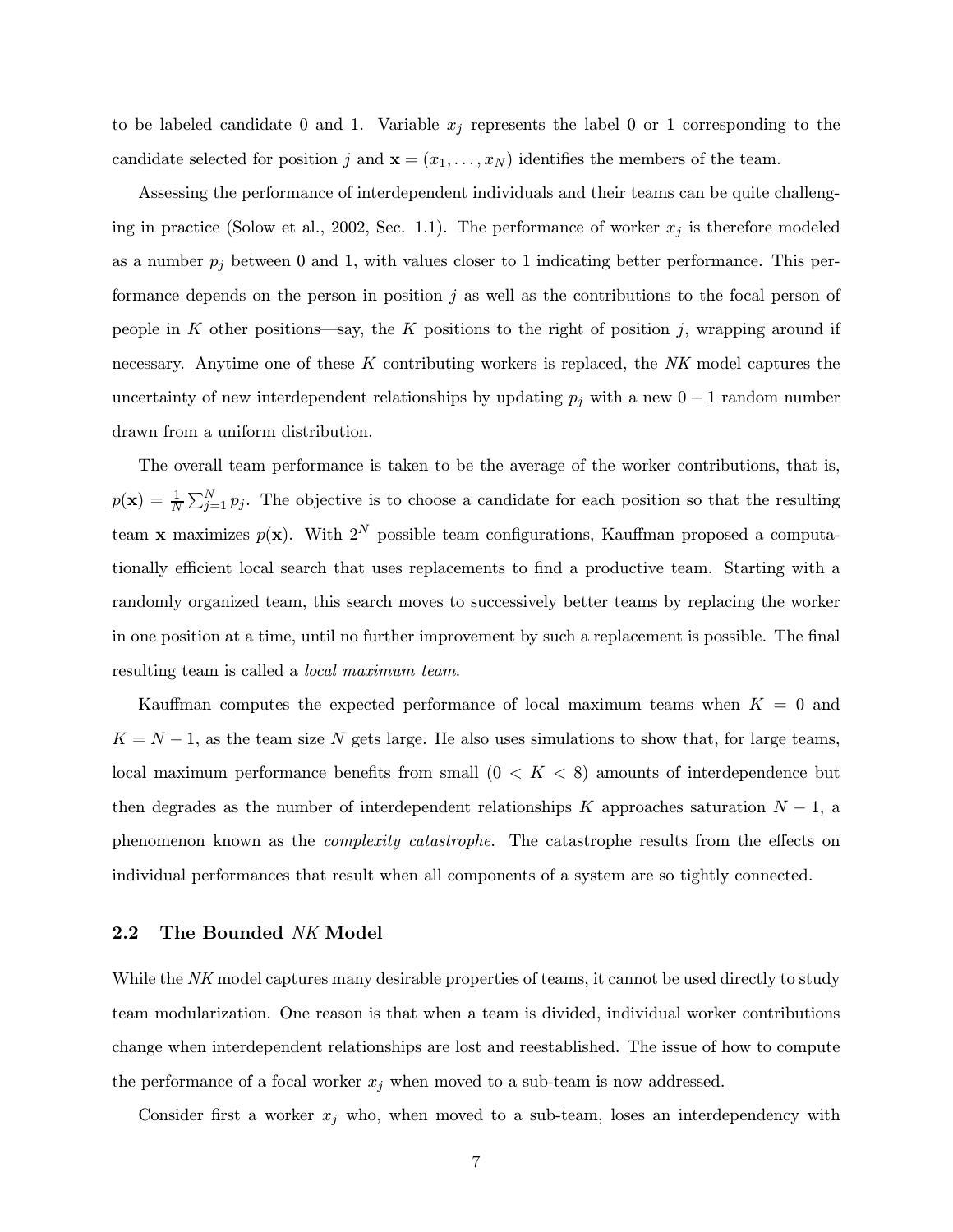to be labeled candidate 0 and 1. Variable $x_j$ represents the label 0 or 1 corresponding to the candidate selected for position $j$ and $\mathbf{x} = (x_1, \ldots, x_N)$ identifies the members of the team.

Assessing the performance of interdependent individuals and their teams can be quite challenging in practice (Solow et al., 2002, Sec. 1.1). The performance of worker $x_j$ is therefore modeled as a number $p_j$ between 0 and 1, with values closer to 1 indicating better performance. This performance depends on the person in position $j$ as well as the contributions to the focal person of people in $K$ other positions—say, the $K$ positions to the right of position $j$, wrapping around if necessary. Anytime one of these $K$ contributing workers is replaced, the *NK* model captures the uncertainty of new interdependent relationships by updating $p_j$ with a new $0-1$ random number drawn from a uniform distribution.

The overall team performance is taken to be the average of the worker contributions, that is, $p(\mathbf{x}) = \frac{1}{N}\sum_{j=1}^{N} p_j$. The objective is to choose a candidate for each position so that the resulting team $\mathbf{x}$ maximizes $p(\mathbf{x})$. With $2^N$ possible team configurations, Kauffman proposed a computationally efficient local search that uses replacements to find a productive team. Starting with a randomly organized team, this search moves to successively better teams by replacing the worker in one position at a time, until no further improvement by such a replacement is possible. The final resulting team is called a *local maximum team.*

Kauffman computes the expected performance of local maximum teams when $K = 0$ and $K = N - 1$, as the team size $N$ gets large. He also uses simulations to show that, for large teams, local maximum performance benefits from small ($0 < K < 8$) amounts of interdependence but then degrades as the number of interdependent relationships $K$ approaches saturation $N - 1$, a phenomenon known as the *complexity catastrophe*. The catastrophe results from the effects on individual performances that result when all components of a system are so tightly connected.

### 2.2 The Bounded *NK* Model

While the *NK* model captures many desirable properties of teams, it cannot be used directly to study team modularization. One reason is that when a team is divided, individual worker contributions change when interdependent relationships are lost and reestablished. The issue of how to compute the performance of a focal worker $x_j$ when moved to a sub-team is now addressed.

Consider first a worker $x_j$ who, when moved to a sub-team, loses an interdependency with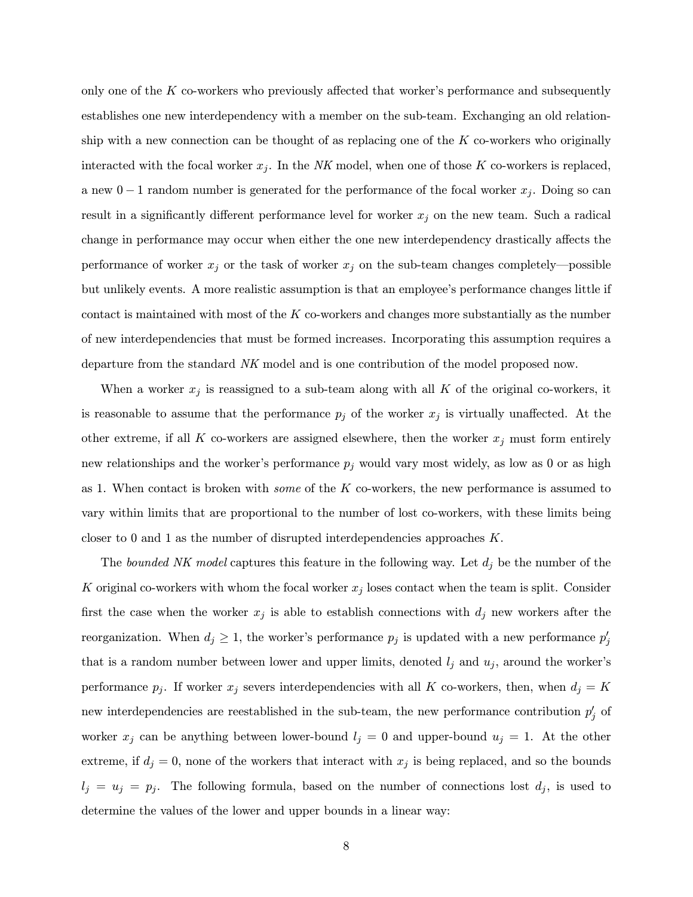only one of the $K$ co-workers who previously affected that worker's performance and subsequently establishes one new interdependency with a member on the sub-team. Exchanging an old relationship with a new connection can be thought of as replacing one of the $K$ co-workers who originally interacted with the focal worker $x_j$. In the *NK* model, when one of those $K$ co-workers is replaced, a new $0-1$ random number is generated for the performance of the focal worker $x_j$. Doing so can result in a significantly different performance level for worker $x_j$ on the new team. Such a radical change in performance may occur when either the one new interdependency drastically affects the performance of worker $x_j$ or the task of worker $x_j$ on the sub-team changes completely—possible but unlikely events. A more realistic assumption is that an employee's performance changes little if contact is maintained with most of the $K$ co-workers and changes more substantially as the number of new interdependencies that must be formed increases. Incorporating this assumption requires a departure from the standard *NK* model and is one contribution of the model proposed now.

When a worker $x_j$ is reassigned to a sub-team along with all $K$ of the original co-workers, it is reasonable to assume that the performance $p_j$ of the worker $x_j$ is virtually unaffected. At the other extreme, if all $K$ co-workers are assigned elsewhere, then the worker $x_j$ must form entirely new relationships and the worker's performance $p_j$ would vary most widely, as low as 0 or as high as 1. When contact is broken with *some* of the $K$ co-workers, the new performance is assumed to vary within limits that are proportional to the number of lost co-workers, with these limits being closer to 0 and 1 as the number of disrupted interdependencies approaches $K$.

The *bounded NK model* captures this feature in the following way. Let $d_j$ be the number of the $K$ original co-workers with whom the focal worker $x_j$ loses contact when the team is split. Consider first the case when the worker $x_j$ is able to establish connections with $d_j$ new workers after the reorganization. When $d_j \geq 1$, the worker's performance $p_j$ is updated with a new performance $p'_j$ that is a random number between lower and upper limits, denoted $l_j$ and $u_j$, around the worker's performance $p_j$. If worker $x_j$ severs interdependencies with all $K$ co-workers, then, when $d_j = K$ new interdependencies are reestablished in the sub-team, the new performance contribution $p'_j$ of worker $x_j$ can be anything between lower-bound $l_j = 0$ and upper-bound $u_j = 1$. At the other extreme, if $d_j = 0$, none of the workers that interact with $x_j$ is being replaced, and so the bounds $l_j = u_j = p_j$. The following formula, based on the number of connections lost $d_j$, is used to determine the values of the lower and upper bounds in a linear way: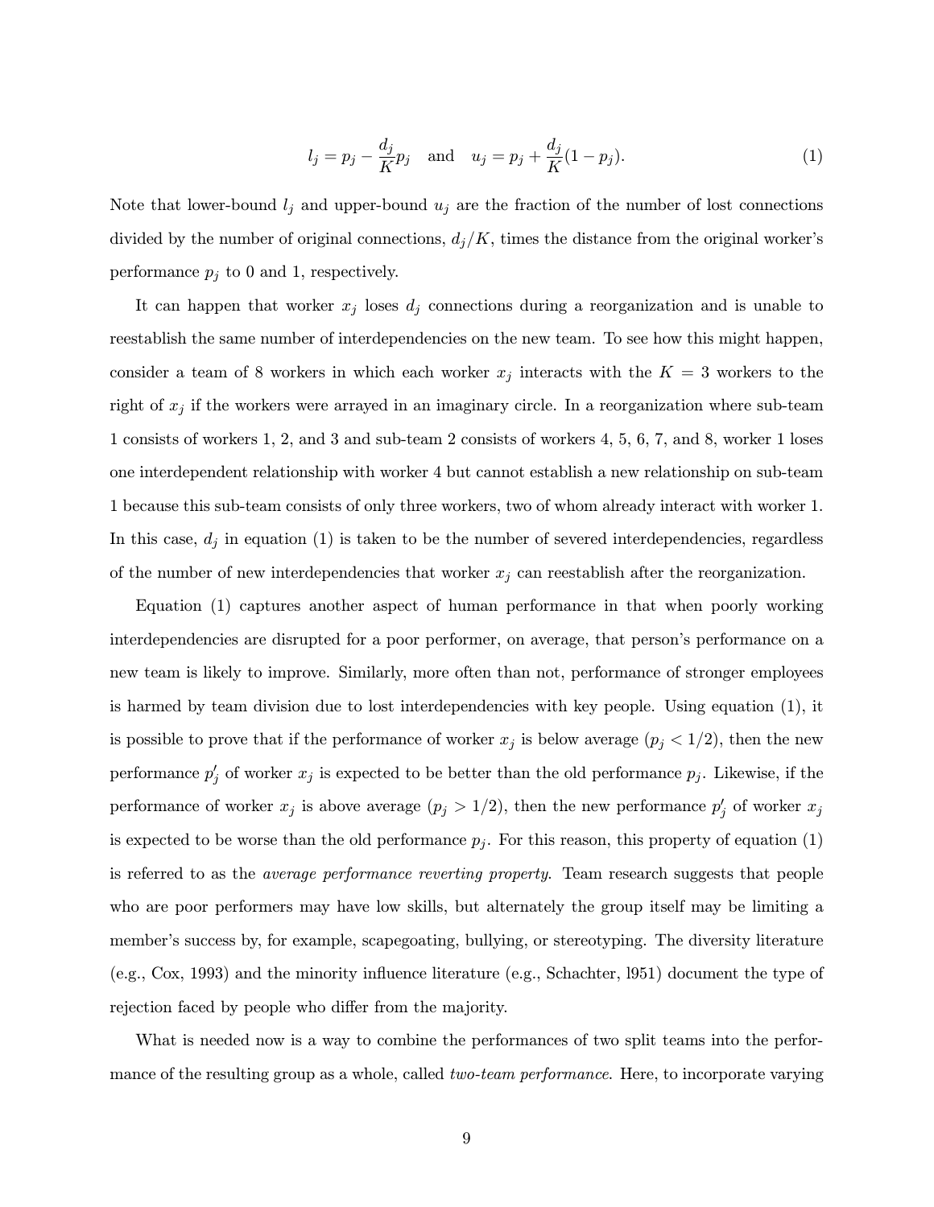$$l_j = p_j - \frac{d_j}{K} p_j \quad \text{and} \quad u_j = p_j + \frac{d_j}{K}(1 - p_j). \tag{1}$$

Note that lower-bound $l_j$ and upper-bound $u_j$ are the fraction of the number of lost connections divided by the number of original connections, $d_j/K$, times the distance from the original worker's performance $p_j$ to 0 and 1, respectively.

It can happen that worker $x_j$ loses $d_j$ connections during a reorganization and is unable to reestablish the same number of interdependencies on the new team. To see how this might happen, consider a team of 8 workers in which each worker $x_j$ interacts with the $K = 3$ workers to the right of $x_j$ if the workers were arrayed in an imaginary circle. In a reorganization where sub-team 1 consists of workers 1, 2, and 3 and sub-team 2 consists of workers 4, 5, 6, 7, and 8, worker 1 loses one interdependent relationship with worker 4 but cannot establish a new relationship on sub-team 1 because this sub-team consists of only three workers, two of whom already interact with worker 1. In this case, $d_j$ in equation (1) is taken to be the number of severed interdependencies, regardless of the number of new interdependencies that worker $x_j$ can reestablish after the reorganization.

Equation (1) captures another aspect of human performance in that when poorly working interdependencies are disrupted for a poor performer, on average, that person's performance on a new team is likely to improve. Similarly, more often than not, performance of stronger employees is harmed by team division due to lost interdependencies with key people. Using equation (1), it is possible to prove that if the performance of worker $x_j$ is below average ($p_j < 1/2$), then the new performance $p'_j$ of worker $x_j$ is expected to be better than the old performance $p_j$. Likewise, if the performance of worker $x_j$ is above average ($p_j > 1/2$), then the new performance $p'_j$ of worker $x_j$ is expected to be worse than the old performance $p_j$. For this reason, this property of equation (1) is referred to as the *average performance reverting property*. Team research suggests that people who are poor performers may have low skills, but alternately the group itself may be limiting a member's success by, for example, scapegoating, bullying, or stereotyping. The diversity literature (e.g., Cox, 1993) and the minority influence literature (e.g., Schachter, l951) document the type of rejection faced by people who differ from the majority.

What is needed now is a way to combine the performances of two split teams into the performance of the resulting group as a whole, called *two-team performance*. Here, to incorporate varying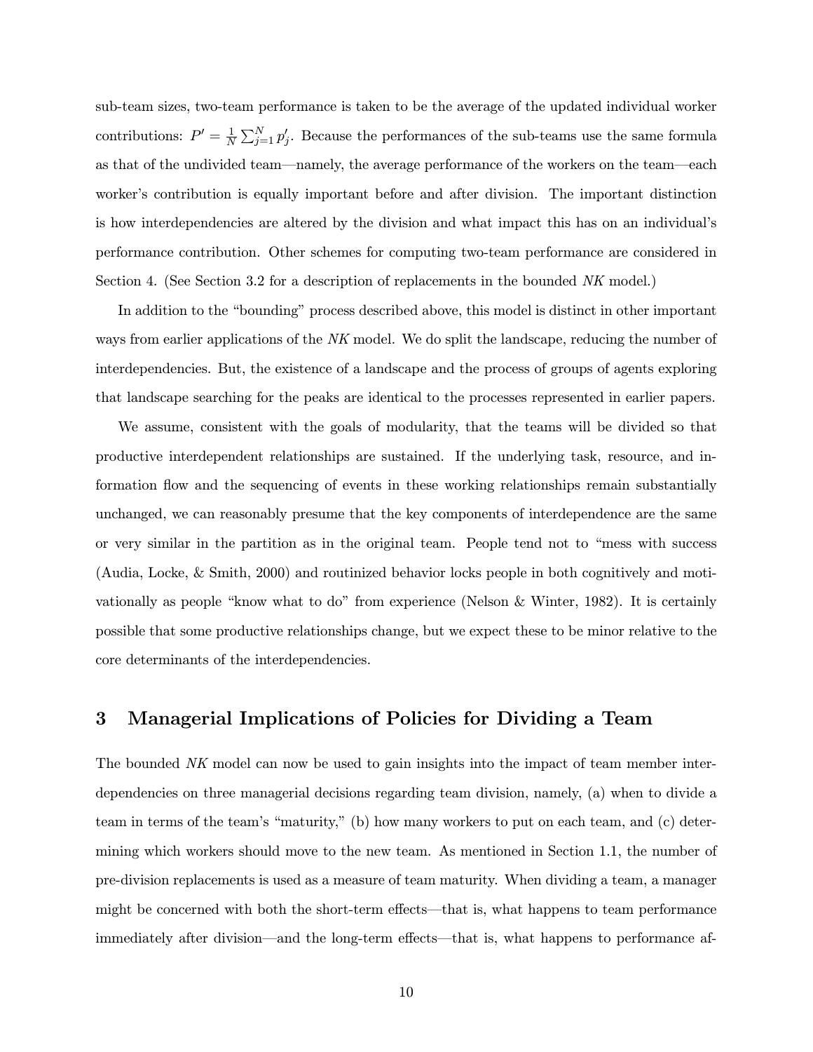sub-team sizes, two-team performance is taken to be the average of the updated individual worker contributions: $P' = \frac{1}{N}\sum_{j=1}^{N} p'_j$. Because the performances of the sub-teams use the same formula as that of the undivided team—namely, the average performance of the workers on the team—each worker's contribution is equally important before and after division. The important distinction is how interdependencies are altered by the division and what impact this has on an individual's performance contribution. Other schemes for computing two-team performance are considered in Section 4. (See Section 3.2 for a description of replacements in the bounded *NK* model.)

In addition to the "bounding" process described above, this model is distinct in other important ways from earlier applications of the *NK* model. We do split the landscape, reducing the number of interdependencies. But, the existence of a landscape and the process of groups of agents exploring that landscape searching for the peaks are identical to the processes represented in earlier papers.

We assume, consistent with the goals of modularity, that the teams will be divided so that productive interdependent relationships are sustained. If the underlying task, resource, and information flow and the sequencing of events in these working relationships remain substantially unchanged, we can reasonably presume that the key components of interdependence are the same or very similar in the partition as in the original team. People tend not to "mess with success (Audia, Locke, & Smith, 2000) and routinized behavior locks people in both cognitively and motivationally as people "know what to do" from experience (Nelson & Winter, 1982). It is certainly possible that some productive relationships change, but we expect these to be minor relative to the core determinants of the interdependencies.

# 3 Managerial Implications of Policies for Dividing a Team

The bounded *NK* model can now be used to gain insights into the impact of team member interdependencies on three managerial decisions regarding team division, namely, (a) when to divide a team in terms of the team's "maturity," (b) how many workers to put on each team, and (c) determining which workers should move to the new team. As mentioned in Section 1.1, the number of pre-division replacements is used as a measure of team maturity. When dividing a team, a manager might be concerned with both the short-term effects—that is, what happens to team performance immediately after division—and the long-term effects—that is, what happens to performance af-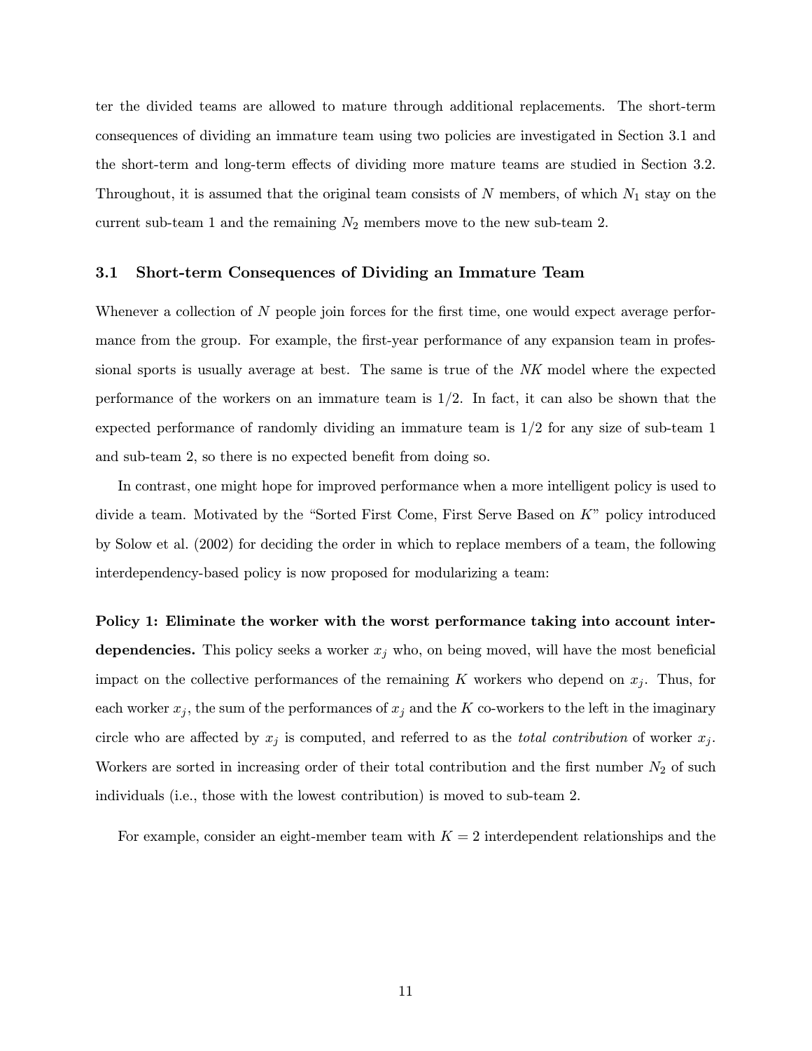ter the divided teams are allowed to mature through additional replacements. The short-term consequences of dividing an immature team using two policies are investigated in Section 3.1 and the short-term and long-term effects of dividing more mature teams are studied in Section 3.2. Throughout, it is assumed that the original team consists of $N$ members, of which $N_1$ stay on the current sub-team 1 and the remaining $N_2$ members move to the new sub-team 2.

### 3.1 Short-term Consequences of Dividing an Immature Team

Whenever a collection of $N$ people join forces for the first time, one would expect average performance from the group. For example, the first-year performance of any expansion team in professional sports is usually average at best. The same is true of the *NK* model where the expected performance of the workers on an immature team is $1/2$. In fact, it can also be shown that the expected performance of randomly dividing an immature team is $1/2$ for any size of sub-team 1 and sub-team 2, so there is no expected benefit from doing so.

In contrast, one might hope for improved performance when a more intelligent policy is used to divide a team. Motivated by the "Sorted First Come, First Serve Based on $K$" policy introduced by Solow et al. (2002) for deciding the order in which to replace members of a team, the following interdependency-based policy is now proposed for modularizing a team:

**Policy 1: Eliminate the worker with the worst performance taking into account interdependencies.** This policy seeks a worker $x_j$ who, on being moved, will have the most beneficial impact on the collective performances of the remaining $K$ workers who depend on $x_j$. Thus, for each worker $x_j$, the sum of the performances of $x_j$ and the $K$ co-workers to the left in the imaginary circle who are affected by $x_j$ is computed, and referred to as the *total contribution* of worker $x_j$. Workers are sorted in increasing order of their total contribution and the first number $N_2$ of such individuals (i.e., those with the lowest contribution) is moved to sub-team 2.

For example, consider an eight-member team with $K = 2$ interdependent relationships and the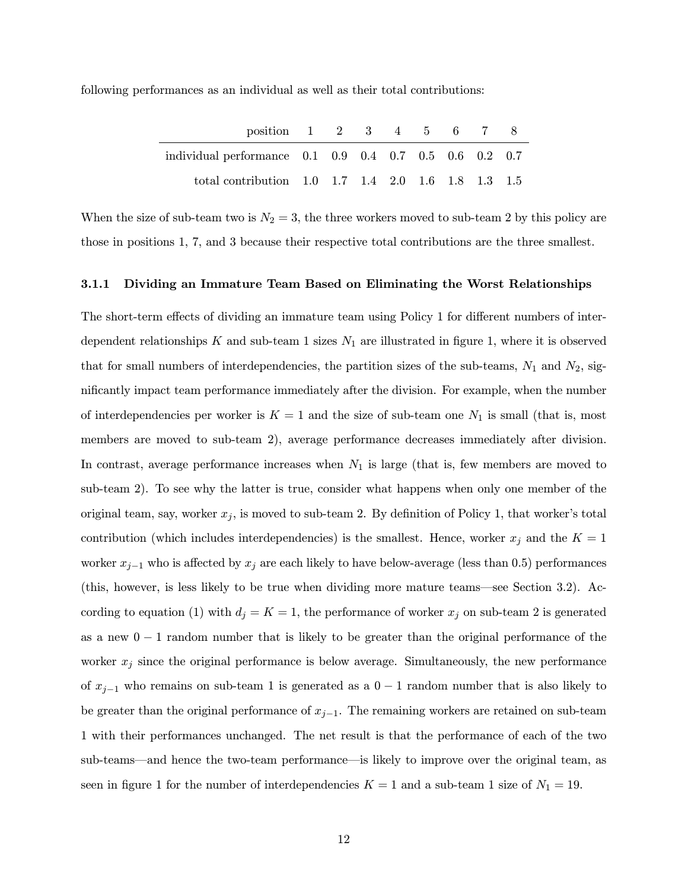following performances as an individual as well as their total contributions:

| position | 1 | 2 | 3 | 4 | 5 | 6 | 7 | 8 |
|---|---|---|---|---|---|---|---|---|
| individual performance | 0.1 | 0.9 | 0.4 | 0.7 | 0.5 | 0.6 | 0.2 | 0.7 |
| total contribution | 1.0 | 1.7 | 1.4 | 2.0 | 1.6 | 1.8 | 1.3 | 1.5 |

When the size of sub-team two is $N_2 = 3$, the three workers moved to sub-team 2 by this policy are those in positions 1, 7, and 3 because their respective total contributions are the three smallest.

### 3.1.1 Dividing an Immature Team Based on Eliminating the Worst Relationships

The short-term effects of dividing an immature team using Policy 1 for different numbers of interdependent relationships $K$ and sub-team 1 sizes $N_1$ are illustrated in figure 1, where it is observed that for small numbers of interdependencies, the partition sizes of the sub-teams, $N_1$ and $N_2$, significantly impact team performance immediately after the division. For example, when the number of interdependencies per worker is $K = 1$ and the size of sub-team one $N_1$ is small (that is, most members are moved to sub-team 2), average performance decreases immediately after division. In contrast, average performance increases when $N_1$ is large (that is, few members are moved to sub-team 2). To see why the latter is true, consider what happens when only one member of the original team, say, worker $x_j$, is moved to sub-team 2. By definition of Policy 1, that worker's total contribution (which includes interdependencies) is the smallest. Hence, worker $x_j$ and the $K = 1$ worker $x_{j-1}$ who is affected by $x_j$ are each likely to have below-average (less than 0.5) performances (this, however, is less likely to be true when dividing more mature teams—see Section 3.2). According to equation (1) with $d_j = K = 1$, the performance of worker $x_j$ on sub-team 2 is generated as a new $0-1$ random number that is likely to be greater than the original performance of the worker $x_j$ since the original performance is below average. Simultaneously, the new performance of $x_{j-1}$ who remains on sub-team 1 is generated as a $0-1$ random number that is also likely to be greater than the original performance of $x_{j-1}$. The remaining workers are retained on sub-team 1 with their performances unchanged. The net result is that the performance of each of the two sub-teams—and hence the two-team performance—is likely to improve over the original team, as seen in figure 1 for the number of interdependencies $K = 1$ and a sub-team 1 size of $N_1 = 19$.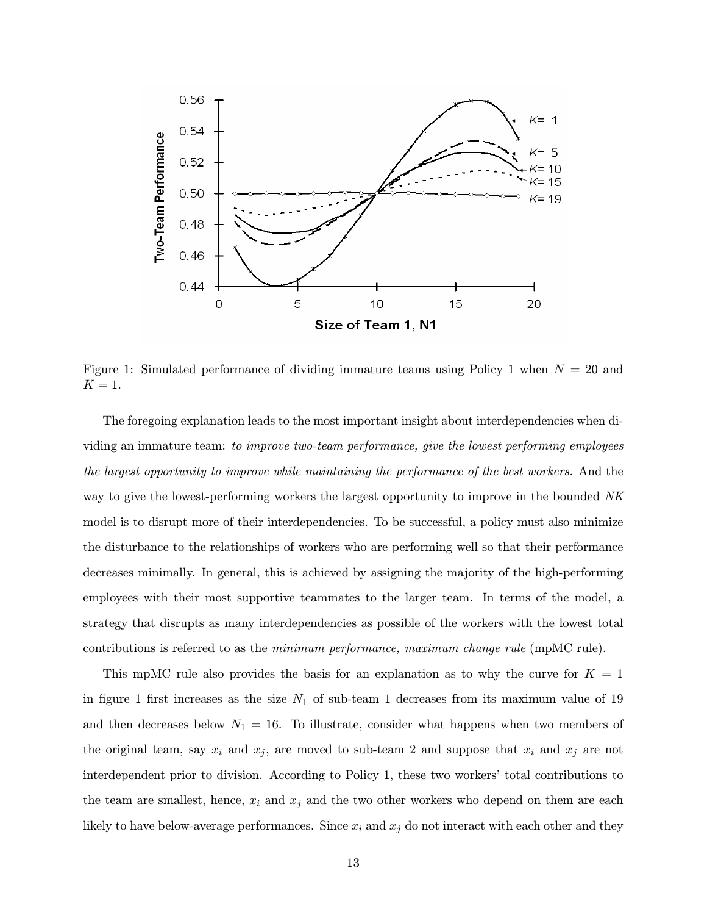Figure 1: Simulated performance of dividing immature teams using Policy 1 when $N = 20$ and $K = 1$.

The foregoing explanation leads to the most important insight about interdependencies when dividing an immature team: *to improve two-team performance, give the lowest performing employees the largest opportunity to improve while maintaining the performance of the best workers.* And the way to give the lowest-performing workers the largest opportunity to improve in the bounded *NK* model is to disrupt more of their interdependencies. To be successful, a policy must also minimize the disturbance to the relationships of workers who are performing well so that their performance decreases minimally. In general, this is achieved by assigning the majority of the high-performing employees with their most supportive teammates to the larger team. In terms of the model, a strategy that disrupts as many interdependencies as possible of the workers with the lowest total contributions is referred to as the *minimum performance, maximum change rule* (mpMC rule).

This mpMC rule also provides the basis for an explanation as to why the curve for $K = 1$ in figure 1 first increases as the size $N_1$ of sub-team 1 decreases from its maximum value of 19 and then decreases below $N_1 = 16$. To illustrate, consider what happens when two members of the original team, say $x_i$ and $x_j$, are moved to sub-team 2 and suppose that $x_i$ and $x_j$ are not interdependent prior to division. According to Policy 1, these two workers' total contributions to the team are smallest, hence, $x_i$ and $x_j$ and the two other workers who depend on them are each likely to have below-average performances. Since $x_i$ and $x_j$ do not interact with each other and they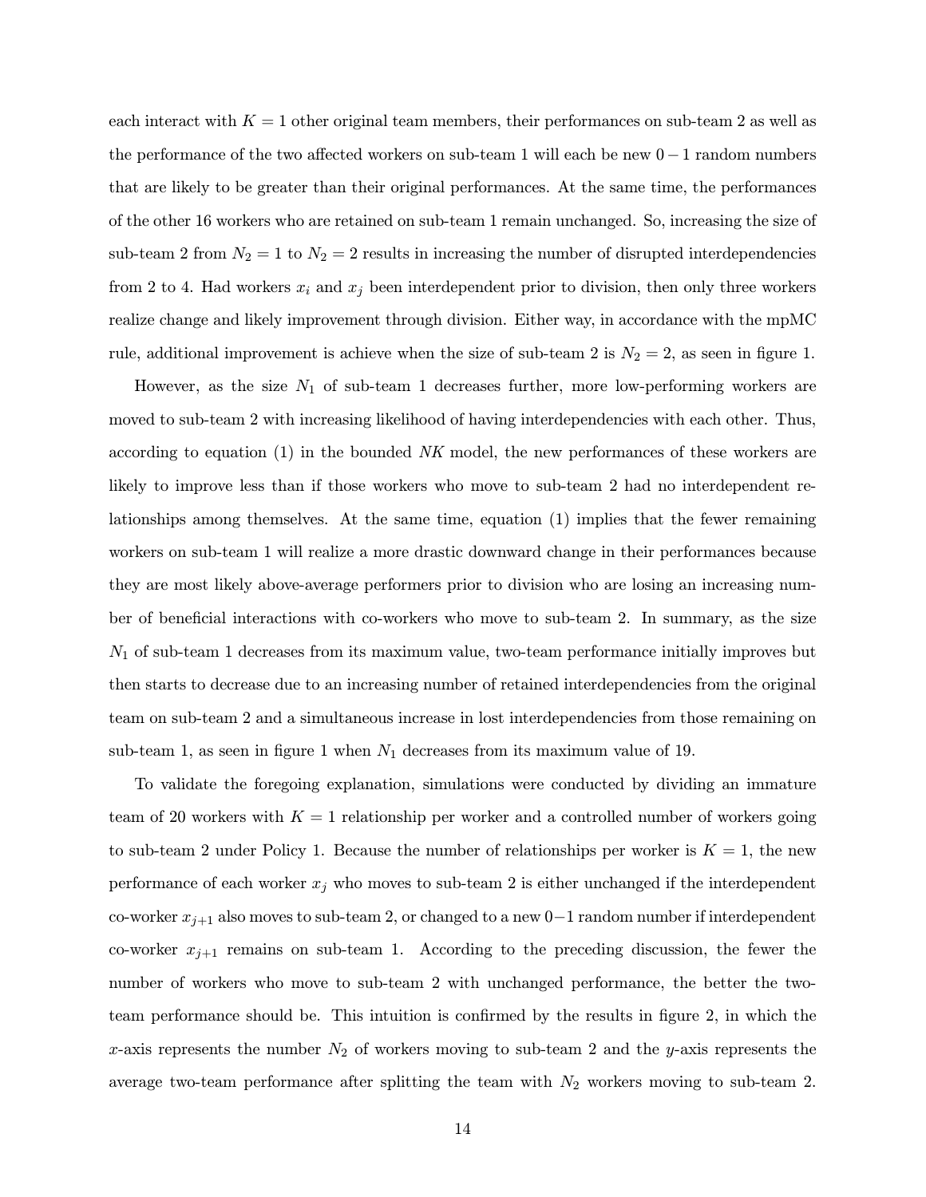each interact with $K = 1$ other original team members, their performances on sub-team 2 as well as the performance of the two affected workers on sub-team 1 will each be new $0-1$ random numbers that are likely to be greater than their original performances. At the same time, the performances of the other 16 workers who are retained on sub-team 1 remain unchanged. So, increasing the size of sub-team 2 from $N_2 = 1$ to $N_2 = 2$ results in increasing the number of disrupted interdependencies from 2 to 4. Had workers $x_i$ and $x_j$ been interdependent prior to division, then only three workers realize change and likely improvement through division. Either way, in accordance with the mpMC rule, additional improvement is achieve when the size of sub-team 2 is $N_2 = 2$, as seen in figure 1.

However, as the size $N_1$ of sub-team 1 decreases further, more low-performing workers are moved to sub-team 2 with increasing likelihood of having interdependencies with each other. Thus, according to equation (1) in the bounded *NK* model, the new performances of these workers are likely to improve less than if those workers who move to sub-team 2 had no interdependent relationships among themselves. At the same time, equation (1) implies that the fewer remaining workers on sub-team 1 will realize a more drastic downward change in their performances because they are most likely above-average performers prior to division who are losing an increasing number of beneficial interactions with co-workers who move to sub-team 2. In summary, as the size $N_1$ of sub-team 1 decreases from its maximum value, two-team performance initially improves but then starts to decrease due to an increasing number of retained interdependencies from the original team on sub-team 2 and a simultaneous increase in lost interdependencies from those remaining on sub-team 1, as seen in figure 1 when $N_1$ decreases from its maximum value of 19.

To validate the foregoing explanation, simulations were conducted by dividing an immature team of 20 workers with $K = 1$ relationship per worker and a controlled number of workers going to sub-team 2 under Policy 1. Because the number of relationships per worker is $K = 1$, the new performance of each worker $x_j$ who moves to sub-team 2 is either unchanged if the interdependent co-worker $x_{j+1}$ also moves to sub-team 2, or changed to a new $0-1$ random number if interdependent co-worker $x_{j+1}$ remains on sub-team 1. According to the preceding discussion, the fewer the number of workers who move to sub-team 2 with unchanged performance, the better the two-team performance should be. This intuition is confirmed by the results in figure 2, in which the $x$-axis represents the number $N_2$ of workers moving to sub-team 2 and the $y$-axis represents the average two-team performance after splitting the team with $N_2$ workers moving to sub-team 2.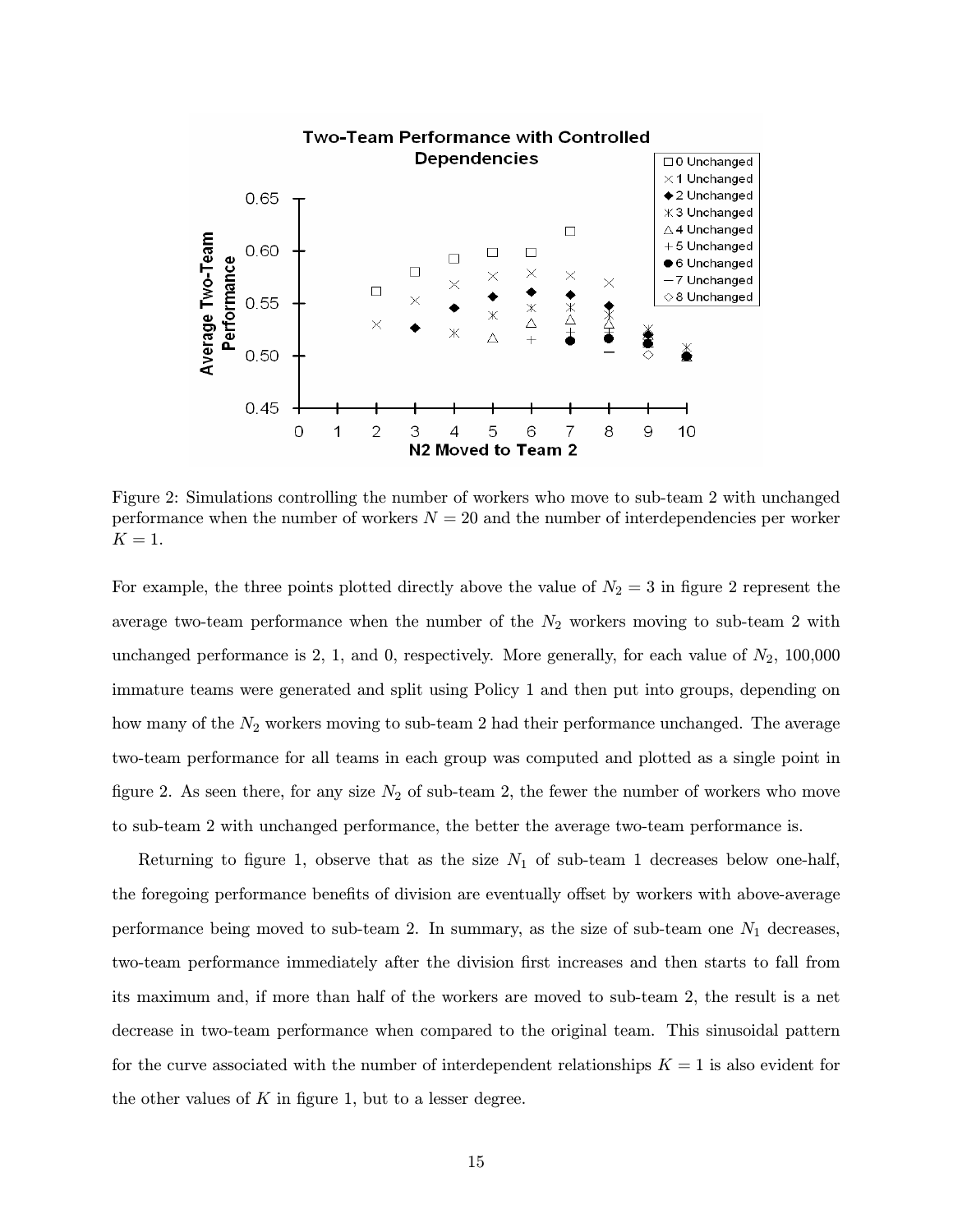Figure 2: Simulations controlling the number of workers who move to sub-team 2 with unchanged performance when the number of workers $N = 20$ and the number of interdependencies per worker $K = 1$.

For example, the three points plotted directly above the value of $N_2 = 3$ in figure 2 represent the average two-team performance when the number of the $N_2$ workers moving to sub-team 2 with unchanged performance is 2, 1, and 0, respectively. More generally, for each value of $N_2$, 100,000 immature teams were generated and split using Policy 1 and then put into groups, depending on how many of the $N_2$ workers moving to sub-team 2 had their performance unchanged. The average two-team performance for all teams in each group was computed and plotted as a single point in figure 2. As seen there, for any size $N_2$ of sub-team 2, the fewer the number of workers who move to sub-team 2 with unchanged performance, the better the average two-team performance is.

Returning to figure 1, observe that as the size $N_1$ of sub-team 1 decreases below one-half, the foregoing performance benefits of division are eventually offset by workers with above-average performance being moved to sub-team 2. In summary, as the size of sub-team one $N_1$ decreases, two-team performance immediately after the division first increases and then starts to fall from its maximum and, if more than half of the workers are moved to sub-team 2, the result is a net decrease in two-team performance when compared to the original team. This sinusoidal pattern for the curve associated with the number of interdependent relationships $K = 1$ is also evident for the other values of $K$ in figure 1, but to a lesser degree.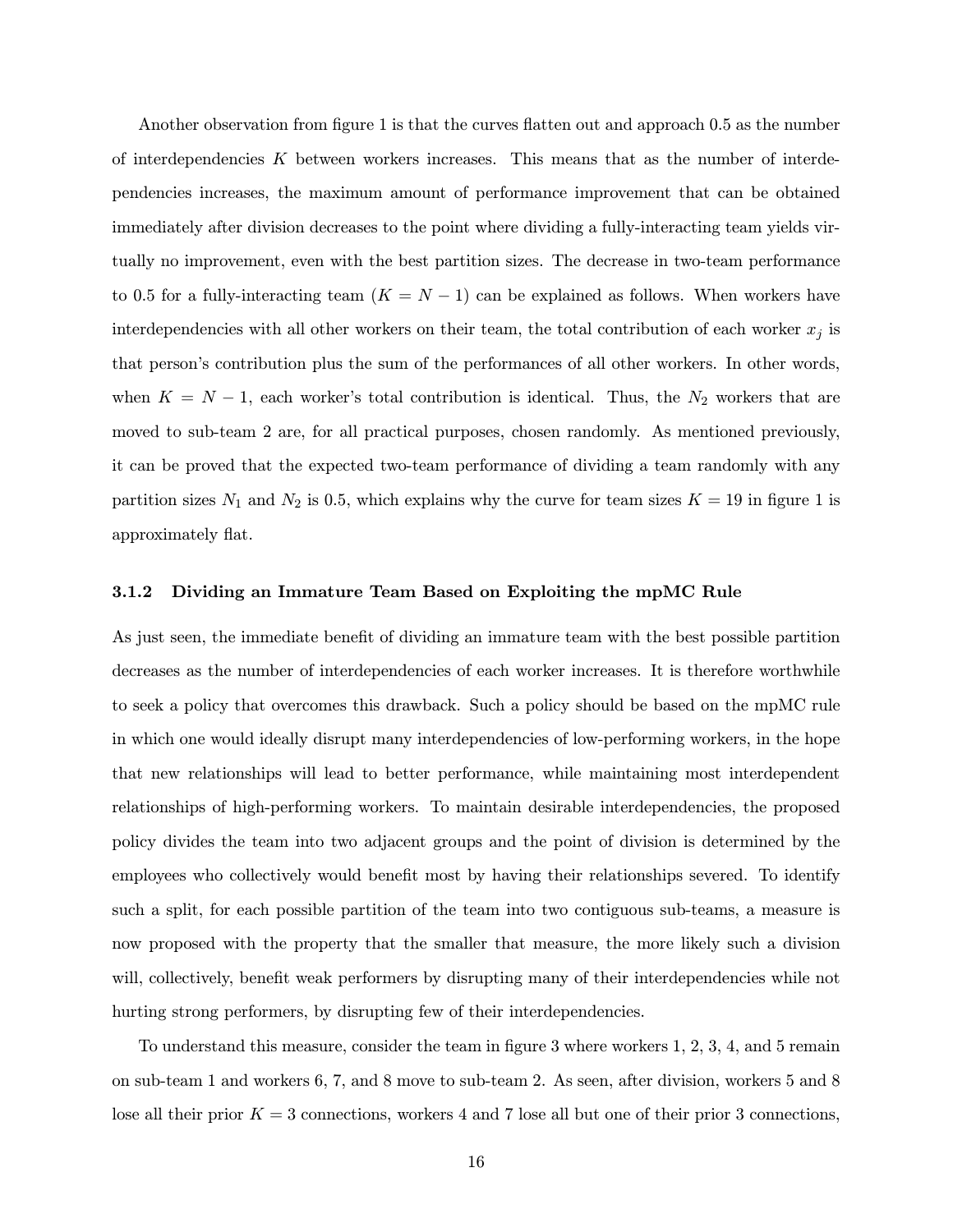Another observation from figure 1 is that the curves flatten out and approach 0.5 as the number of interdependencies $K$ between workers increases. This means that as the number of interdependencies increases, the maximum amount of performance improvement that can be obtained immediately after division decreases to the point where dividing a fully-interacting team yields virtually no improvement, even with the best partition sizes. The decrease in two-team performance to 0.5 for a fully-interacting team ($K = N - 1$) can be explained as follows. When workers have interdependencies with all other workers on their team, the total contribution of each worker $x_j$ is that person's contribution plus the sum of the performances of all other workers. In other words, when $K = N - 1$, each worker's total contribution is identical. Thus, the $N_2$ workers that are moved to sub-team 2 are, for all practical purposes, chosen randomly. As mentioned previously, it can be proved that the expected two-team performance of dividing a team randomly with any partition sizes $N_1$ and $N_2$ is 0.5, which explains why the curve for team sizes $K = 19$ in figure 1 is approximately flat.

### 3.1.2 Dividing an Immature Team Based on Exploiting the mpMC Rule

As just seen, the immediate benefit of dividing an immature team with the best possible partition decreases as the number of interdependencies of each worker increases. It is therefore worthwhile to seek a policy that overcomes this drawback. Such a policy should be based on the mpMC rule in which one would ideally disrupt many interdependencies of low-performing workers, in the hope that new relationships will lead to better performance, while maintaining most interdependent relationships of high-performing workers. To maintain desirable interdependencies, the proposed policy divides the team into two adjacent groups and the point of division is determined by the employees who collectively would benefit most by having their relationships severed. To identify such a split, for each possible partition of the team into two contiguous sub-teams, a measure is now proposed with the property that the smaller that measure, the more likely such a division will, collectively, benefit weak performers by disrupting many of their interdependencies while not hurting strong performers, by disrupting few of their interdependencies.

To understand this measure, consider the team in figure 3 where workers 1, 2, 3, 4, and 5 remain on sub-team 1 and workers 6, 7, and 8 move to sub-team 2. As seen, after division, workers 5 and 8 lose all their prior $K = 3$ connections, workers 4 and 7 lose all but one of their prior 3 connections,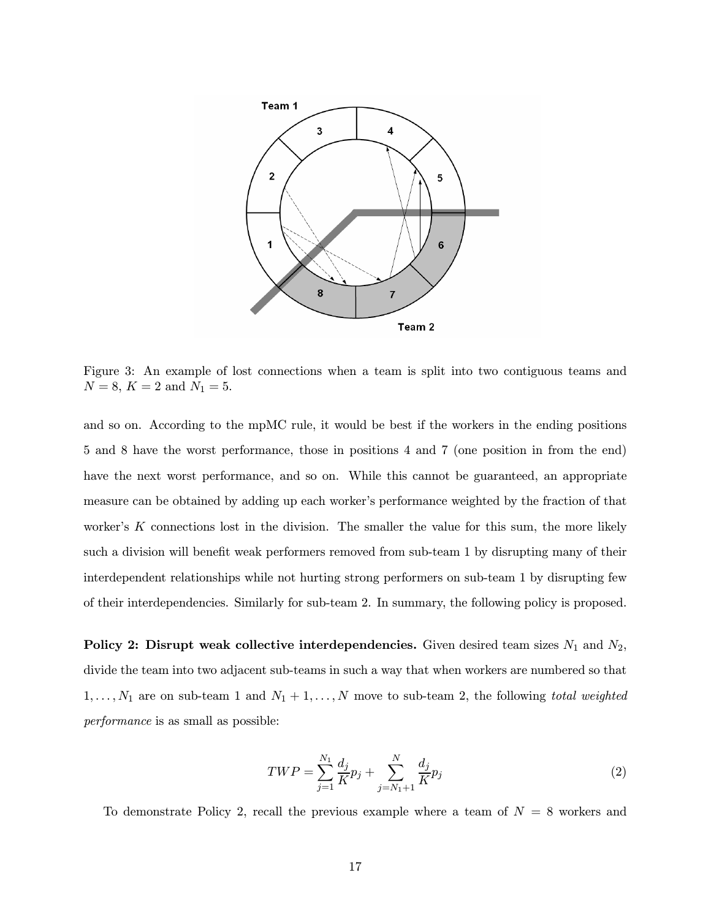Figure 3: An example of lost connections when a team is split into two contiguous teams and $N = 8$, $K = 2$ and $N_1 = 5$.

and so on. According to the mpMC rule, it would be best if the workers in the ending positions 5 and 8 have the worst performance, those in positions 4 and 7 (one position in from the end) have the next worst performance, and so on. While this cannot be guaranteed, an appropriate measure can be obtained by adding up each worker's performance weighted by the fraction of that worker's $K$ connections lost in the division. The smaller the value for this sum, the more likely such a division will benefit weak performers removed from sub-team 1 by disrupting many of their interdependent relationships while not hurting strong performers on sub-team 1 by disrupting few of their interdependencies. Similarly for sub-team 2. In summary, the following policy is proposed.

**Policy 2: Disrupt weak collective interdependencies.** Given desired team sizes $N_1$ and $N_2$, divide the team into two adjacent sub-teams in such a way that when workers are numbered so that $1, \ldots, N_1$ are on sub-team 1 and $N_1 + 1, \ldots, N$ move to sub-team 2, the following *total weighted performance* is as small as possible:

$$TWP = \sum_{j=1}^{N_1} \frac{d_j}{K} p_j + \sum_{j=N_1+1}^{N} \frac{d_j}{K} p_j \tag{2}$$

To demonstrate Policy 2, recall the previous example where a team of $N = 8$ workers and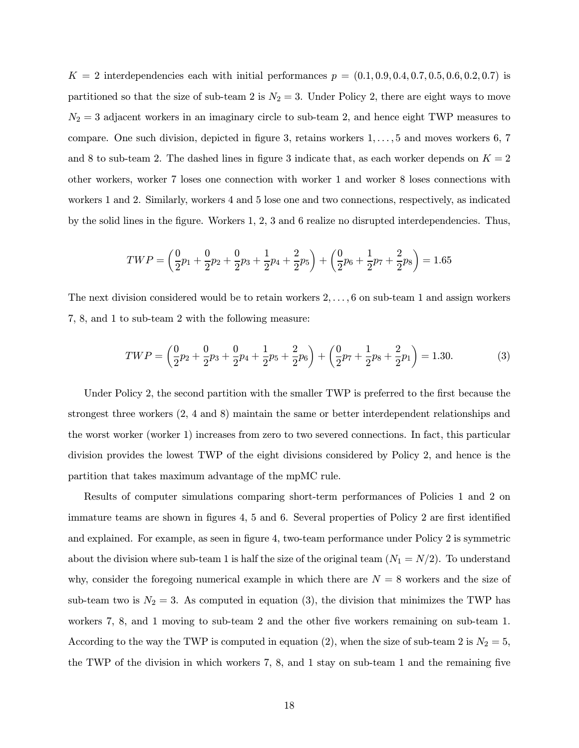$K = 2$ interdependencies each with initial performances $p = (0.1, 0.9, 0.4, 0.7, 0.5, 0.6, 0.2, 0.7)$ is partitioned so that the size of sub-team 2 is $N_2 = 3$. Under Policy 2, there are eight ways to move $N_2 = 3$ adjacent workers in an imaginary circle to sub-team 2, and hence eight TWP measures to compare. One such division, depicted in figure 3, retains workers $1, \ldots, 5$ and moves workers 6, 7 and 8 to sub-team 2. The dashed lines in figure 3 indicate that, as each worker depends on $K = 2$ other workers, worker 7 loses one connection with worker 1 and worker 8 loses connections with workers 1 and 2. Similarly, workers 4 and 5 lose one and two connections, respectively, as indicated by the solid lines in the figure. Workers 1, 2, 3 and 6 realize no disrupted interdependencies. Thus,

$$TWP = \left(\frac{0}{2}p_1 + \frac{0}{2}p_2 + \frac{0}{2}p_3 + \frac{1}{2}p_4 + \frac{2}{2}p_5\right) + \left(\frac{0}{2}p_6 + \frac{1}{2}p_7 + \frac{2}{2}p_8\right) = 1.65$$

The next division considered would be to retain workers $2, \ldots, 6$ on sub-team 1 and assign workers 7, 8, and 1 to sub-team 2 with the following measure:

$$TWP = \left(\frac{0}{2}p_2 + \frac{0}{2}p_3 + \frac{0}{2}p_4 + \frac{1}{2}p_5 + \frac{2}{2}p_6\right) + \left(\frac{0}{2}p_7 + \frac{1}{2}p_8 + \frac{2}{2}p_1\right) = 1.30. \tag{3}$$

Under Policy 2, the second partition with the smaller TWP is preferred to the first because the strongest three workers (2, 4 and 8) maintain the same or better interdependent relationships and the worst worker (worker 1) increases from zero to two severed connections. In fact, this particular division provides the lowest TWP of the eight divisions considered by Policy 2, and hence is the partition that takes maximum advantage of the mpMC rule.

Results of computer simulations comparing short-term performances of Policies 1 and 2 on immature teams are shown in figures 4, 5 and 6. Several properties of Policy 2 are first identified and explained. For example, as seen in figure 4, two-team performance under Policy 2 is symmetric about the division where sub-team 1 is half the size of the original team ($N_1 = N/2$). To understand why, consider the foregoing numerical example in which there are $N = 8$ workers and the size of sub-team two is $N_2 = 3$. As computed in equation (3), the division that minimizes the TWP has workers 7, 8, and 1 moving to sub-team 2 and the other five workers remaining on sub-team 1. According to the way the TWP is computed in equation (2), when the size of sub-team 2 is $N_2 = 5$, the TWP of the division in which workers 7, 8, and 1 stay on sub-team 1 and the remaining five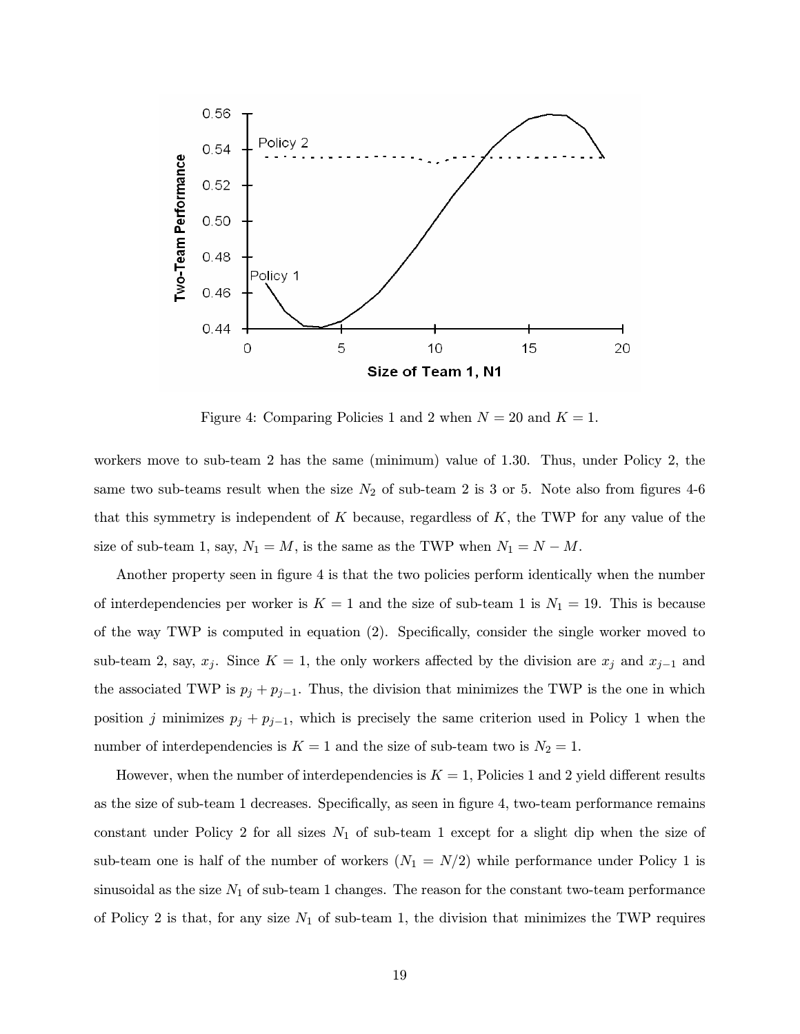Figure 4: Comparing Policies 1 and 2 when $N = 20$ and $K = 1$.

workers move to sub-team 2 has the same (minimum) value of 1.30. Thus, under Policy 2, the same two sub-teams result when the size $N_2$ of sub-team 2 is 3 or 5. Note also from figures 4-6 that this symmetry is independent of $K$ because, regardless of $K$, the TWP for any value of the size of sub-team 1, say, $N_1 = M$, is the same as the TWP when $N_1 = N - M$.

Another property seen in figure 4 is that the two policies perform identically when the number of interdependencies per worker is $K = 1$ and the size of sub-team 1 is $N_1 = 19$. This is because of the way TWP is computed in equation (2). Specifically, consider the single worker moved to sub-team 2, say, $x_j$. Since $K = 1$, the only workers affected by the division are $x_j$ and $x_{j-1}$ and the associated TWP is $p_j + p_{j-1}$. Thus, the division that minimizes the TWP is the one in which position $j$ minimizes $p_j + p_{j-1}$, which is precisely the same criterion used in Policy 1 when the number of interdependencies is $K = 1$ and the size of sub-team two is $N_2 = 1$.

However, when the number of interdependencies is $K = 1$, Policies 1 and 2 yield different results as the size of sub-team 1 decreases. Specifically, as seen in figure 4, two-team performance remains constant under Policy 2 for all sizes $N_1$ of sub-team 1 except for a slight dip when the size of sub-team one is half of the number of workers ($N_1 = N/2$) while performance under Policy 1 is sinusoidal as the size $N_1$ of sub-team 1 changes. The reason for the constant two-team performance of Policy 2 is that, for any size $N_1$ of sub-team 1, the division that minimizes the TWP requires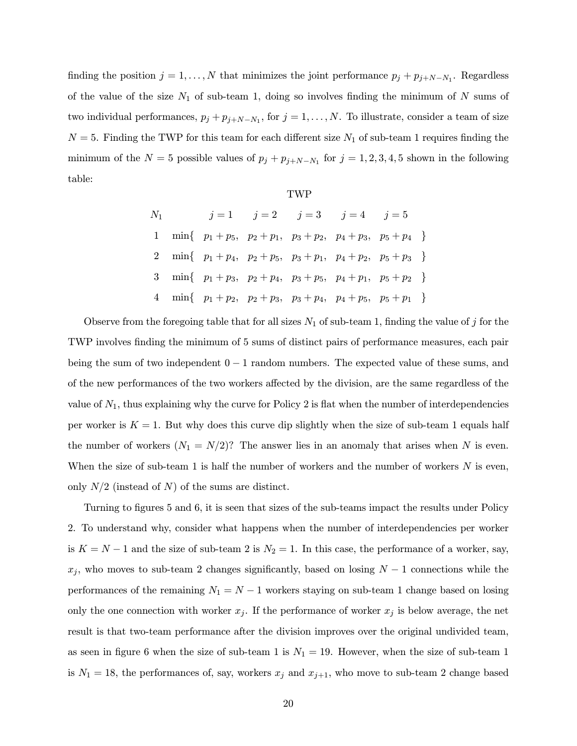finding the position $j = 1, \ldots, N$ that minimizes the joint performance $p_j + p_{j+N-N_1}$. Regardless of the value of the size $N_1$ of sub-team 1, doing so involves finding the minimum of $N$ sums of two individual performances, $p_j + p_{j+N-N_1}$, for $j = 1, \ldots, N$. To illustrate, consider a team of size $N = 5$. Finding the TWP for this team for each different size $N_1$ of sub-team 1 requires finding the minimum of the $N = 5$ possible values of $p_j + p_{j+N-N_1}$ for $j = 1, 2, 3, 4, 5$ shown in the following table:

| | | TWP | | | | | |
|---|---|---|---|---|---|---|---|
| $N_1$ | | $j = 1$ | $j = 2$ | $j = 3$ | $j = 4$ | $j = 5$ | |
| 1 | min{ | $p_1 + p_5$, | $p_2 + p_1$, | $p_3 + p_2$, | $p_4 + p_3$, | $p_5 + p_4$ | } |
| 2 | min{ | $p_1 + p_4$, | $p_2 + p_5$, | $p_3 + p_1$, | $p_4 + p_2$, | $p_5 + p_3$ | } |
| 3 | min{ | $p_1 + p_3$, | $p_2 + p_4$, | $p_3 + p_5$, | $p_4 + p_1$, | $p_5 + p_2$ | } |
| 4 | min{ | $p_1 + p_2$, | $p_2 + p_3$, | $p_3 + p_4$, | $p_4 + p_5$, | $p_5 + p_1$ | } |

Observe from the foregoing table that for all sizes $N_1$ of sub-team 1, finding the value of $j$ for the TWP involves finding the minimum of 5 sums of distinct pairs of performance measures, each pair being the sum of two independent $0-1$ random numbers. The expected value of these sums, and of the new performances of the two workers affected by the division, are the same regardless of the value of $N_1$, thus explaining why the curve for Policy 2 is flat when the number of interdependencies per worker is $K = 1$. But why does this curve dip slightly when the size of sub-team 1 equals half the number of workers ($N_1 = N/2$)? The answer lies in an anomaly that arises when $N$ is even. When the size of sub-team 1 is half the number of workers and the number of workers $N$ is even, only $N/2$ (instead of $N$) of the sums are distinct.

Turning to figures 5 and 6, it is seen that sizes of the sub-teams impact the results under Policy 2. To understand why, consider what happens when the number of interdependencies per worker is $K = N - 1$ and the size of sub-team 2 is $N_2 = 1$. In this case, the performance of a worker, say, $x_j$, who moves to sub-team 2 changes significantly, based on losing $N - 1$ connections while the performances of the remaining $N_1 = N - 1$ workers staying on sub-team 1 change based on losing only the one connection with worker $x_j$. If the performance of worker $x_j$ is below average, the net result is that two-team performance after the division improves over the original undivided team, as seen in figure 6 when the size of sub-team 1 is $N_1 = 19$. However, when the size of sub-team 1 is $N_1 = 18$, the performances of, say, workers $x_j$ and $x_{j+1}$, who move to sub-team 2 change based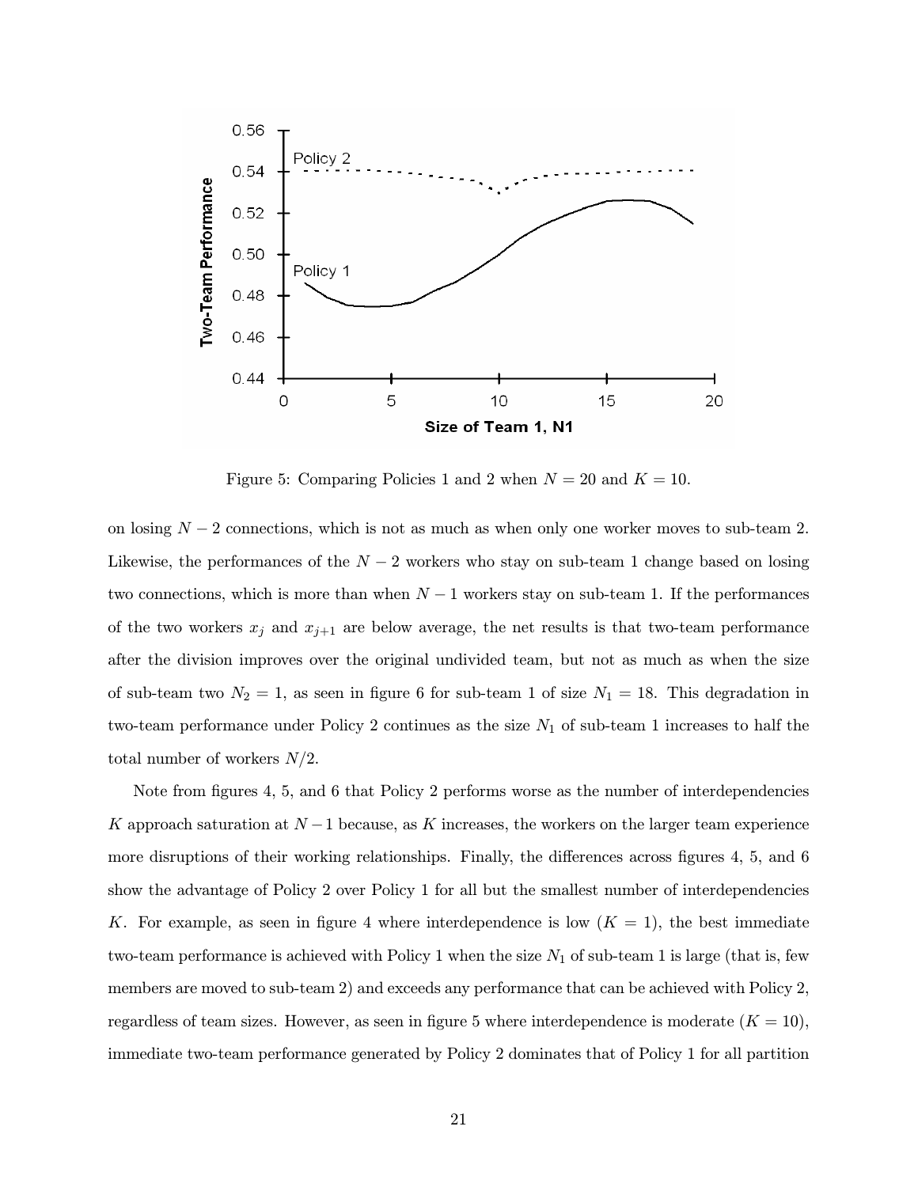Figure 5: Comparing Policies 1 and 2 when $N = 20$ and $K = 10$.

on losing $N-2$ connections, which is not as much as when only one worker moves to sub-team 2. Likewise, the performances of the $N-2$ workers who stay on sub-team 1 change based on losing two connections, which is more than when $N-1$ workers stay on sub-team 1. If the performances of the two workers $x_j$ and $x_{j+1}$ are below average, the net results is that two-team performance after the division improves over the original undivided team, but not as much as when the size of sub-team two $N_2 = 1$, as seen in figure 6 for sub-team 1 of size $N_1 = 18$. This degradation in two-team performance under Policy 2 continues as the size $N_1$ of sub-team 1 increases to half the total number of workers $N/2$.

Note from figures 4, 5, and 6 that Policy 2 performs worse as the number of interdependencies $K$ approach saturation at $N-1$ because, as $K$ increases, the workers on the larger team experience more disruptions of their working relationships. Finally, the differences across figures 4, 5, and 6 show the advantage of Policy 2 over Policy 1 for all but the smallest number of interdependencies $K$. For example, as seen in figure 4 where interdependence is low ($K = 1$), the best immediate two-team performance is achieved with Policy 1 when the size $N_1$ of sub-team 1 is large (that is, few members are moved to sub-team 2) and exceeds any performance that can be achieved with Policy 2, regardless of team sizes. However, as seen in figure 5 where interdependence is moderate ($K = 10$), immediate two-team performance generated by Policy 2 dominates that of Policy 1 for all partition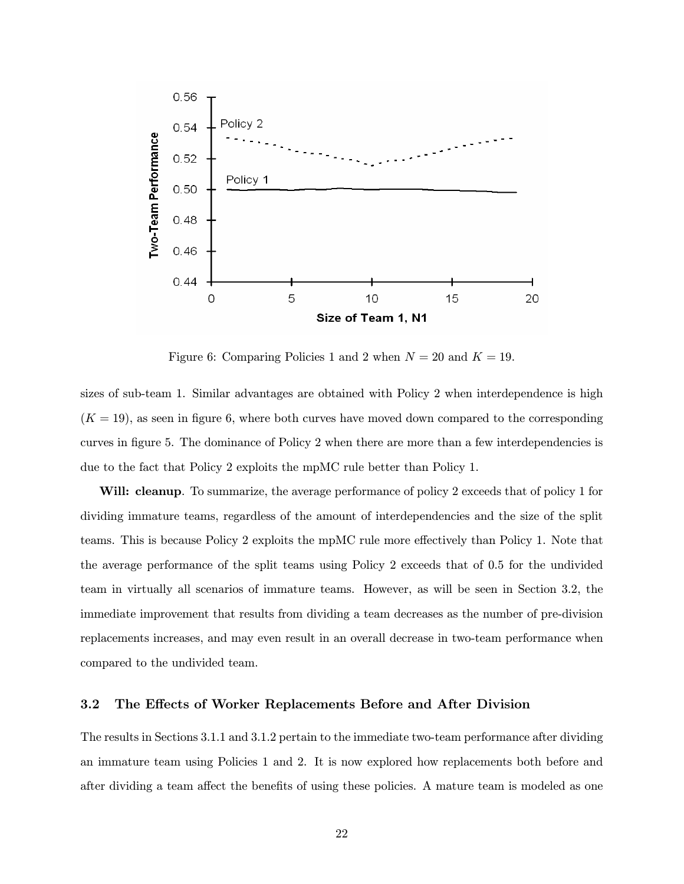Figure 6: Comparing Policies 1 and 2 when $N = 20$ and $K = 19$.

sizes of sub-team 1. Similar advantages are obtained with Policy 2 when interdependence is high ($K = 19$), as seen in figure 6, where both curves have moved down compared to the corresponding curves in figure 5. The dominance of Policy 2 when there are more than a few interdependencies is due to the fact that Policy 2 exploits the mpMC rule better than Policy 1.

**Will: cleanup**. To summarize, the average performance of policy 2 exceeds that of policy 1 for dividing immature teams, regardless of the amount of interdependencies and the size of the split teams. This is because Policy 2 exploits the mpMC rule more effectively than Policy 1. Note that the average performance of the split teams using Policy 2 exceeds that of 0.5 for the undivided team in virtually all scenarios of immature teams. However, as will be seen in Section 3.2, the immediate improvement that results from dividing a team decreases as the number of pre-division replacements increases, and may even result in an overall decrease in two-team performance when compared to the undivided team.

### 3.2 The Effects of Worker Replacements Before and After Division

The results in Sections 3.1.1 and 3.1.2 pertain to the immediate two-team performance after dividing an immature team using Policies 1 and 2. It is now explored how replacements both before and after dividing a team affect the benefits of using these policies. A mature team is modeled as one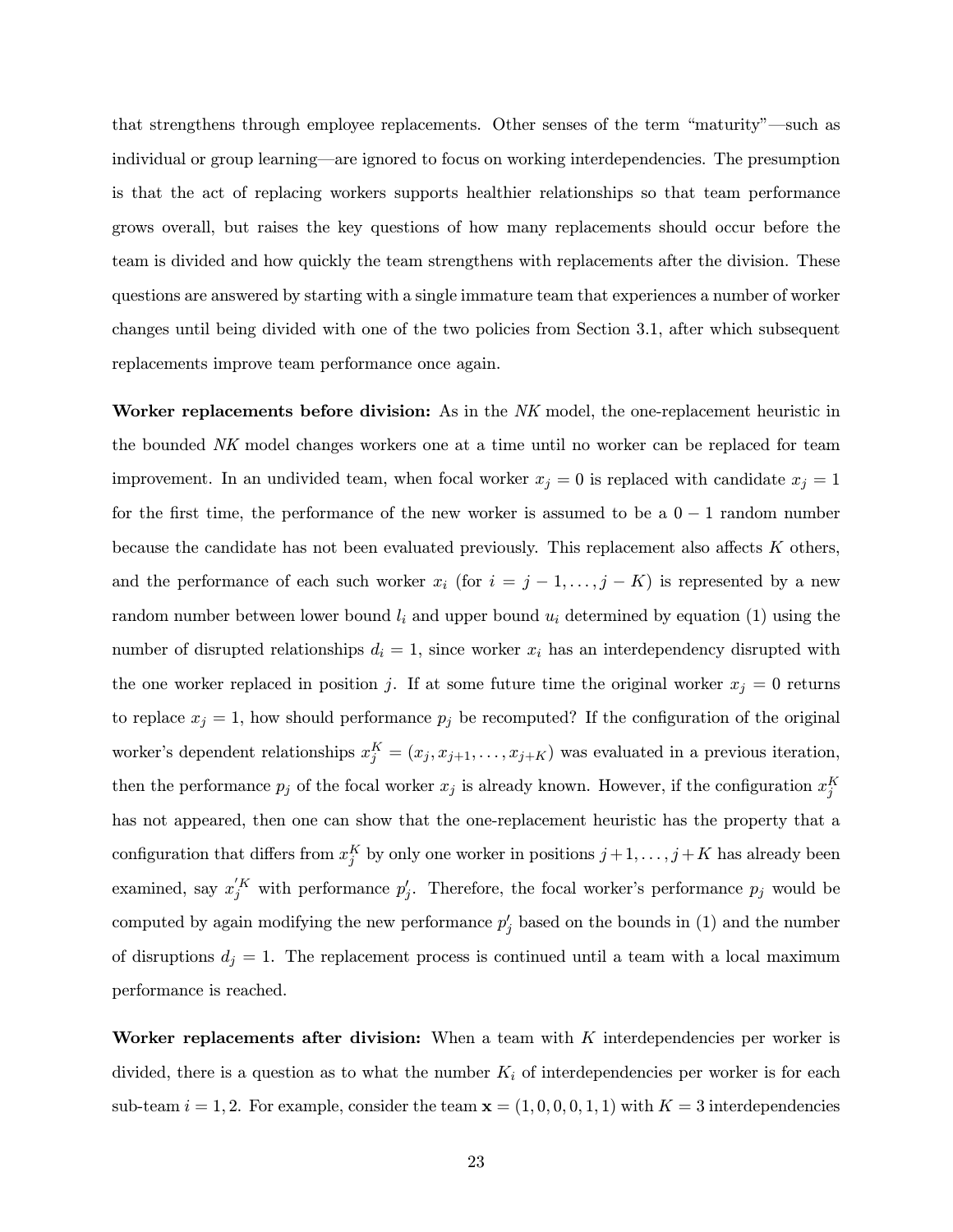that strengthens through employee replacements. Other senses of the term "maturity"—such as individual or group learning—are ignored to focus on working interdependencies. The presumption is that the act of replacing workers supports healthier relationships so that team performance grows overall, but raises the key questions of how many replacements should occur before the team is divided and how quickly the team strengthens with replacements after the division. These questions are answered by starting with a single immature team that experiences a number of worker changes until being divided with one of the two policies from Section 3.1, after which subsequent replacements improve team performance once again.

**Worker replacements before division:** As in the *NK* model, the one-replacement heuristic in the bounded *NK* model changes workers one at a time until no worker can be replaced for team improvement. In an undivided team, when focal worker $x_j = 0$ is replaced with candidate $x_j = 1$ for the first time, the performance of the new worker is assumed to be a $0-1$ random number because the candidate has not been evaluated previously. This replacement also affects $K$ others, and the performance of each such worker $x_i$ (for $i = j-1, \ldots, j-K$) is represented by a new random number between lower bound $l_i$ and upper bound $u_i$ determined by equation (1) using the number of disrupted relationships $d_i = 1$, since worker $x_i$ has an interdependency disrupted with the one worker replaced in position $j$. If at some future time the original worker $x_j = 0$ returns to replace $x_j = 1$, how should performance $p_j$ be recomputed? If the configuration of the original worker's dependent relationships $x_j^K = (x_j, x_{j+1}, \ldots, x_{j+K})$ was evaluated in a previous iteration, then the performance $p_j$ of the focal worker $x_j$ is already known. However, if the configuration $x_j^K$ has not appeared, then one can show that the one-replacement heuristic has the property that a configuration that differs from $x_j^K$ by only one worker in positions $j+1, \ldots, j+K$ has already been examined, say $x_j'^K$ with performance $p_j'$. Therefore, the focal worker's performance $p_j$ would be computed by again modifying the new performance $p_j'$ based on the bounds in (1) and the number of disruptions $d_j = 1$. The replacement process is continued until a team with a local maximum performance is reached.

**Worker replacements after division:** When a team with $K$ interdependencies per worker is divided, there is a question as to what the number $K_i$ of interdependencies per worker is for each sub-team $i = 1, 2$. For example, consider the team $\mathbf{x} = (1, 0, 0, 0, 1, 1)$ with $K = 3$ interdependencies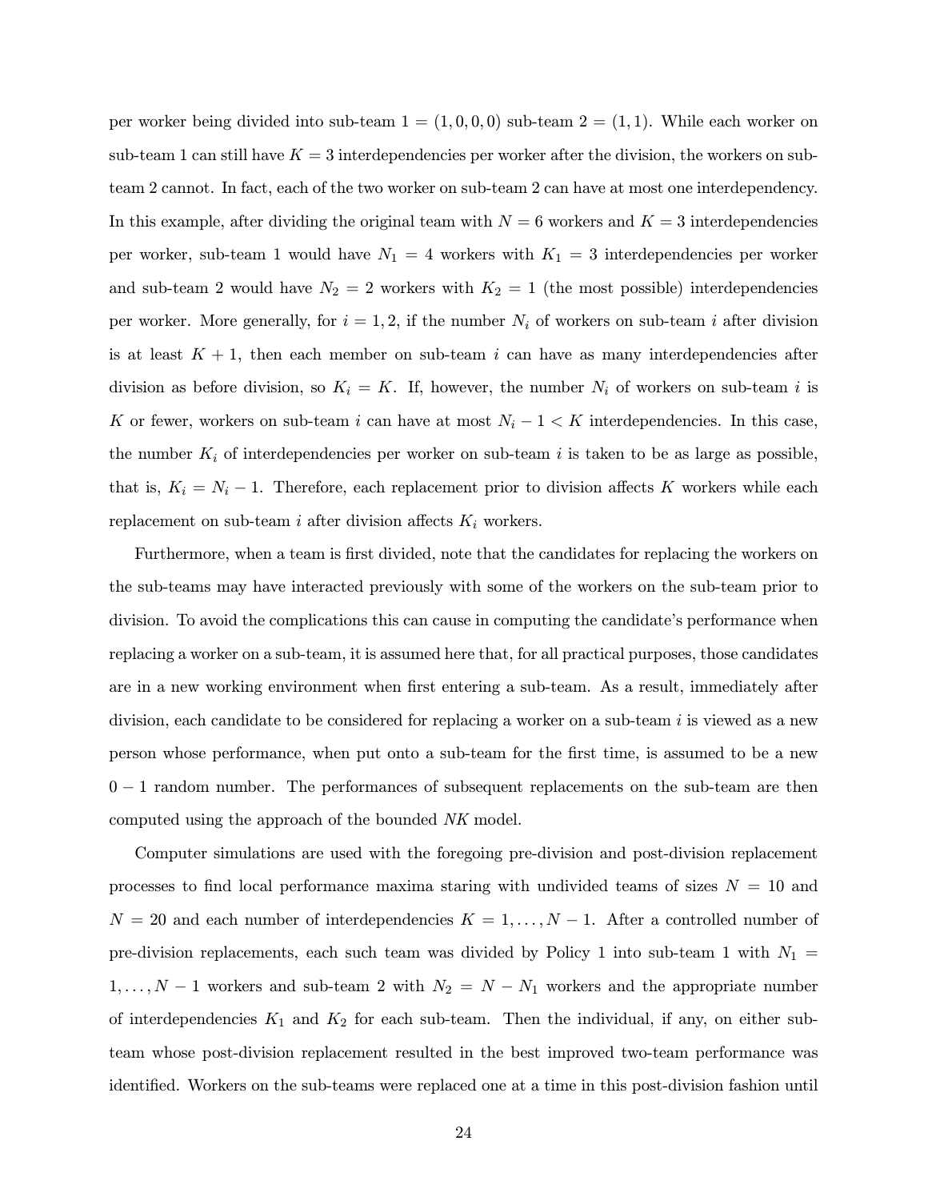per worker being divided into sub-team $1 = (1, 0, 0, 0)$ sub-team $2 = (1, 1)$. While each worker on sub-team 1 can still have $K = 3$ interdependencies per worker after the division, the workers on sub-team 2 cannot. In fact, each of the two worker on sub-team 2 can have at most one interdependency. In this example, after dividing the original team with $N = 6$ workers and $K = 3$ interdependencies per worker, sub-team 1 would have $N_1 = 4$ workers with $K_1 = 3$ interdependencies per worker and sub-team 2 would have $N_2 = 2$ workers with $K_2 = 1$ (the most possible) interdependencies per worker. More generally, for $i = 1, 2$, if the number $N_i$ of workers on sub-team $i$ after division is at least $K + 1$, then each member on sub-team $i$ can have as many interdependencies after division as before division, so $K_i = K$. If, however, the number $N_i$ of workers on sub-team $i$ is $K$ or fewer, workers on sub-team $i$ can have at most $N_i - 1 < K$ interdependencies. In this case, the number $K_i$ of interdependencies per worker on sub-team $i$ is taken to be as large as possible, that is, $K_i = N_i - 1$. Therefore, each replacement prior to division affects $K$ workers while each replacement on sub-team $i$ after division affects $K_i$ workers.

Furthermore, when a team is first divided, note that the candidates for replacing the workers on the sub-teams may have interacted previously with some of the workers on the sub-team prior to division. To avoid the complications this can cause in computing the candidate's performance when replacing a worker on a sub-team, it is assumed here that, for all practical purposes, those candidates are in a new working environment when first entering a sub-team. As a result, immediately after division, each candidate to be considered for replacing a worker on a sub-team $i$ is viewed as a new person whose performance, when put onto a sub-team for the first time, is assumed to be a new $0 - 1$ random number. The performances of subsequent replacements on the sub-team are then computed using the approach of the bounded *NK* model.

Computer simulations are used with the foregoing pre-division and post-division replacement processes to find local performance maxima staring with undivided teams of sizes $N = 10$ and $N = 20$ and each number of interdependencies $K = 1, \ldots, N - 1$. After a controlled number of pre-division replacements, each such team was divided by Policy 1 into sub-team 1 with $N_1 = 1, \ldots, N - 1$ workers and sub-team 2 with $N_2 = N - N_1$ workers and the appropriate number of interdependencies $K_1$ and $K_2$ for each sub-team. Then the individual, if any, on either sub-team whose post-division replacement resulted in the best improved two-team performance was identified. Workers on the sub-teams were replaced one at a time in this post-division fashion until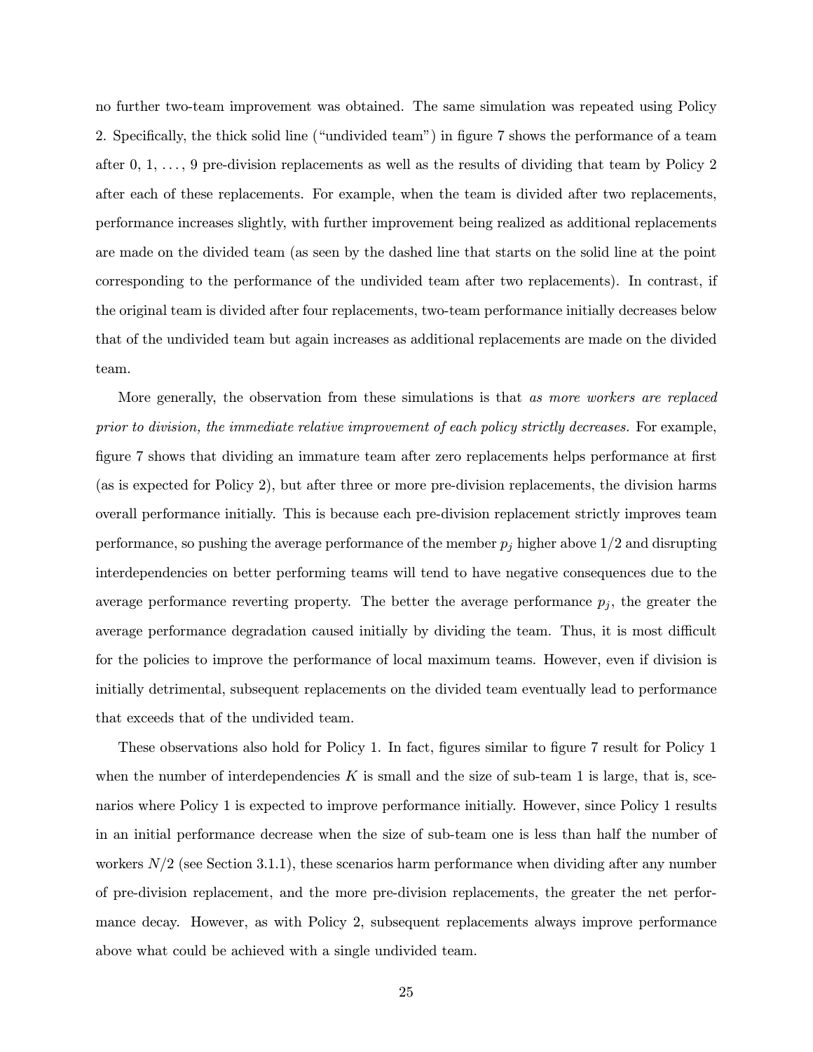no further two-team improvement was obtained. The same simulation was repeated using Policy 2. Specifically, the thick solid line ("undivided team") in figure 7 shows the performance of a team after 0, 1, ..., 9 pre-division replacements as well as the results of dividing that team by Policy 2 after each of these replacements. For example, when the team is divided after two replacements, performance increases slightly, with further improvement being realized as additional replacements are made on the divided team (as seen by the dashed line that starts on the solid line at the point corresponding to the performance of the undivided team after two replacements). In contrast, if the original team is divided after four replacements, two-team performance initially decreases below that of the undivided team but again increases as additional replacements are made on the divided team.

More generally, the observation from these simulations is that *as more workers are replaced prior to division, the immediate relative improvement of each policy strictly decreases.* For example, figure 7 shows that dividing an immature team after zero replacements helps performance at first (as is expected for Policy 2), but after three or more pre-division replacements, the division harms overall performance initially. This is because each pre-division replacement strictly improves team performance, so pushing the average performance of the member $p_j$ higher above $1/2$ and disrupting interdependencies on better performing teams will tend to have negative consequences due to the average performance reverting property. The better the average performance $p_j$, the greater the average performance degradation caused initially by dividing the team. Thus, it is most difficult for the policies to improve the performance of local maximum teams. However, even if division is initially detrimental, subsequent replacements on the divided team eventually lead to performance that exceeds that of the undivided team.

These observations also hold for Policy 1. In fact, figures similar to figure 7 result for Policy 1 when the number of interdependencies $K$ is small and the size of sub-team 1 is large, that is, scenarios where Policy 1 is expected to improve performance initially. However, since Policy 1 results in an initial performance decrease when the size of sub-team one is less than half the number of workers $N/2$ (see Section 3.1.1), these scenarios harm performance when dividing after any number of pre-division replacement, and the more pre-division replacements, the greater the net performance decay. However, as with Policy 2, subsequent replacements always improve performance above what could be achieved with a single undivided team.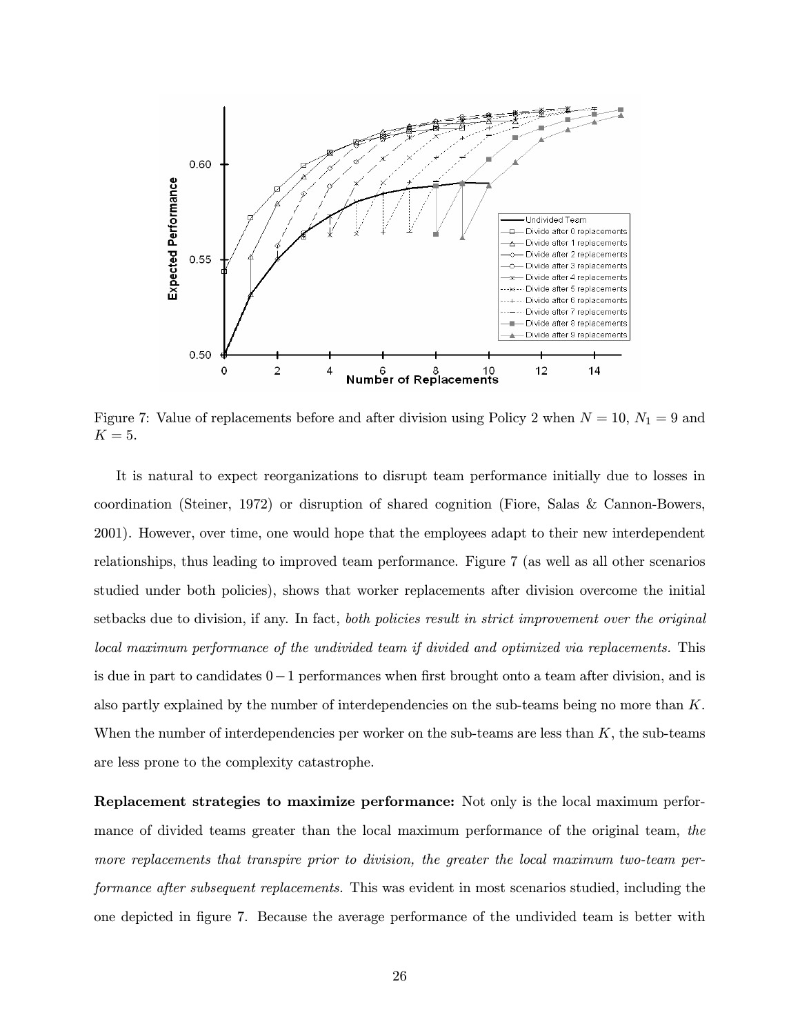Figure 7: Value of replacements before and after division using Policy 2 when $N = 10$, $N_1 = 9$ and $K = 5$.

It is natural to expect reorganizations to disrupt team performance initially due to losses in coordination (Steiner, 1972) or disruption of shared cognition (Fiore, Salas & Cannon-Bowers, 2001). However, over time, one would hope that the employees adapt to their new interdependent relationships, thus leading to improved team performance. Figure 7 (as well as all other scenarios studied under both policies), shows that worker replacements after division overcome the initial setbacks due to division, if any. In fact, *both policies result in strict improvement over the original local maximum performance of the undivided team if divided and optimized via replacements.* This is due in part to candidates $0-1$ performances when first brought onto a team after division, and is also partly explained by the number of interdependencies on the sub-teams being no more than $K$. When the number of interdependencies per worker on the sub-teams are less than $K$, the sub-teams are less prone to the complexity catastrophe.

**Replacement strategies to maximize performance:** Not only is the local maximum performance of divided teams greater than the local maximum performance of the original team, *the more replacements that transpire prior to division, the greater the local maximum two-team performance after subsequent replacements.* This was evident in most scenarios studied, including the one depicted in figure 7. Because the average performance of the undivided team is better with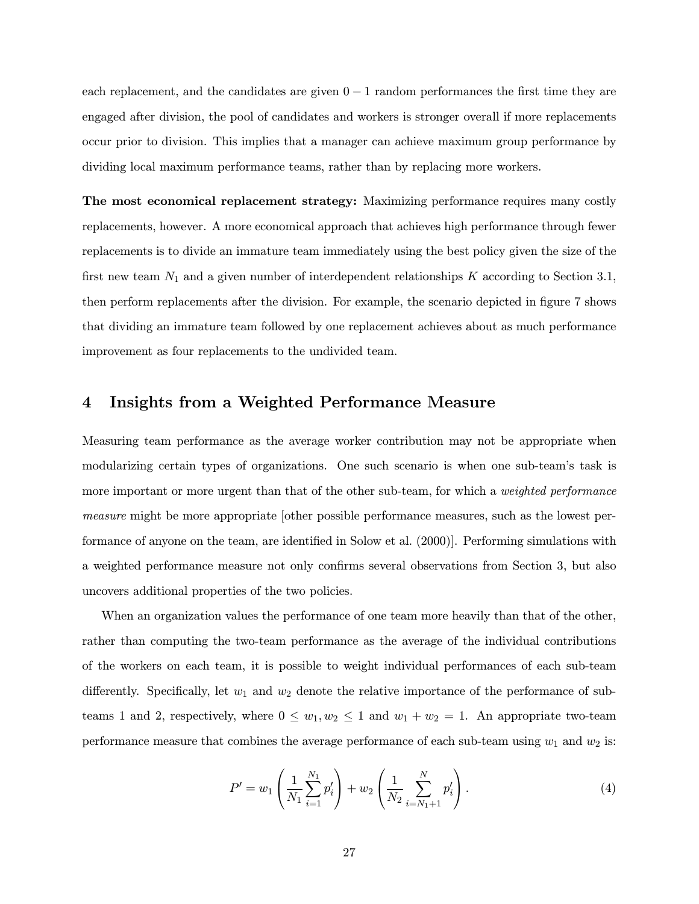each replacement, and the candidates are given $0-1$ random performances the first time they are engaged after division, the pool of candidates and workers is stronger overall if more replacements occur prior to division. This implies that a manager can achieve maximum group performance by dividing local maximum performance teams, rather than by replacing more workers.

**The most economical replacement strategy:** Maximizing performance requires many costly replacements, however. A more economical approach that achieves high performance through fewer replacements is to divide an immature team immediately using the best policy given the size of the first new team $N_1$ and a given number of interdependent relationships $K$ according to Section 3.1, then perform replacements after the division. For example, the scenario depicted in figure 7 shows that dividing an immature team followed by one replacement achieves about as much performance improvement as four replacements to the undivided team.

## 4 Insights from a Weighted Performance Measure

Measuring team performance as the average worker contribution may not be appropriate when modularizing certain types of organizations. One such scenario is when one sub-team's task is more important or more urgent than that of the other sub-team, for which a *weighted performance measure* might be more appropriate [other possible performance measures, such as the lowest performance of anyone on the team, are identified in Solow et al. (2000)]. Performing simulations with a weighted performance measure not only confirms several observations from Section 3, but also uncovers additional properties of the two policies.

When an organization values the performance of one team more heavily than that of the other, rather than computing the two-team performance as the average of the individual contributions of the workers on each team, it is possible to weight individual performances of each sub-team differently. Specifically, let $w_1$ and $w_2$ denote the relative importance of the performance of sub-teams 1 and 2, respectively, where $0 \leq w_1, w_2 \leq 1$ and $w_1 + w_2 = 1$. An appropriate two-team performance measure that combines the average performance of each sub-team using $w_1$ and $w_2$ is:

$$P' = w_1 \left( \frac{1}{N_1} \sum_{i=1}^{N_1} p_i' \right) + w_2 \left( \frac{1}{N_2} \sum_{i=N_1+1}^{N} p_i' \right). \tag{4}$$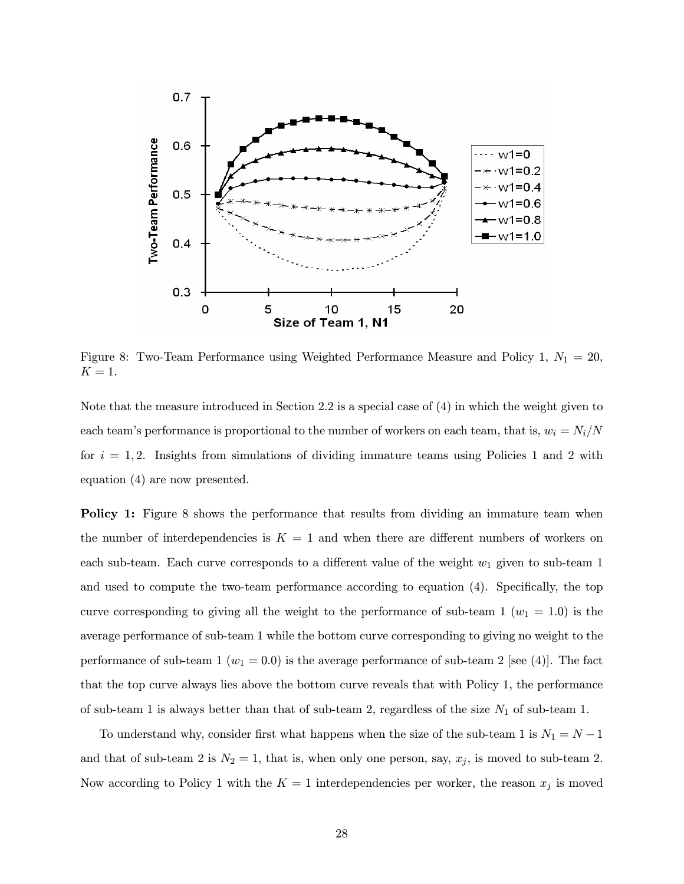Figure 8: Two-Team Performance using Weighted Performance Measure and Policy 1, $N_1 = 20$, $K = 1$.

Note that the measure introduced in Section 2.2 is a special case of (4) in which the weight given to each team's performance is proportional to the number of workers on each team, that is, $w_i = N_i/N$ for $i = 1, 2$. Insights from simulations of dividing immature teams using Policies 1 and 2 with equation (4) are now presented.

**Policy 1:** Figure 8 shows the performance that results from dividing an immature team when the number of interdependencies is $K = 1$ and when there are different numbers of workers on each sub-team. Each curve corresponds to a different value of the weight $w_1$ given to sub-team 1 and used to compute the two-team performance according to equation (4). Specifically, the top curve corresponding to giving all the weight to the performance of sub-team 1 ($w_1 = 1.0$) is the average performance of sub-team 1 while the bottom curve corresponding to giving no weight to the performance of sub-team 1 ($w_1 = 0.0$) is the average performance of sub-team 2 [see (4)]. The fact that the top curve always lies above the bottom curve reveals that with Policy 1, the performance of sub-team 1 is always better than that of sub-team 2, regardless of the size $N_1$ of sub-team 1.

To understand why, consider first what happens when the size of the sub-team 1 is $N_1 = N - 1$ and that of sub-team 2 is $N_2 = 1$, that is, when only one person, say, $x_j$, is moved to sub-team 2. Now according to Policy 1 with the $K = 1$ interdependencies per worker, the reason $x_j$ is moved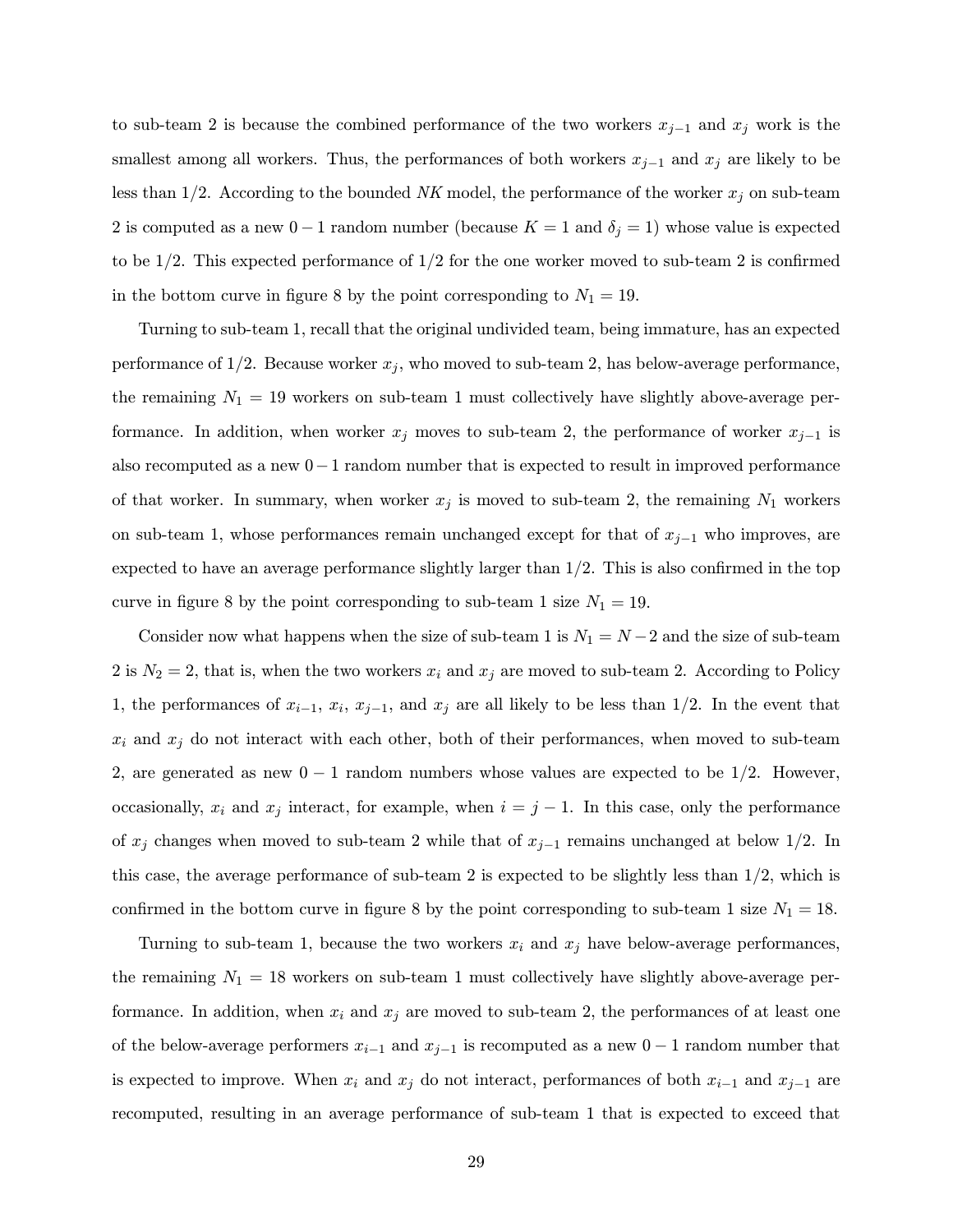to sub-team 2 is because the combined performance of the two workers $x_{j-1}$ and $x_j$ work is the smallest among all workers. Thus, the performances of both workers $x_{j-1}$ and $x_j$ are likely to be less than 1/2. According to the bounded *NK* model, the performance of the worker $x_j$ on sub-team 2 is computed as a new $0-1$ random number (because $K = 1$ and $\delta_j = 1$) whose value is expected to be 1/2. This expected performance of 1/2 for the one worker moved to sub-team 2 is confirmed in the bottom curve in figure 8 by the point corresponding to $N_1 = 19$.

Turning to sub-team 1, recall that the original undivided team, being immature, has an expected performance of 1/2. Because worker $x_j$, who moved to sub-team 2, has below-average performance, the remaining $N_1 = 19$ workers on sub-team 1 must collectively have slightly above-average performance. In addition, when worker $x_j$ moves to sub-team 2, the performance of worker $x_{j-1}$ is also recomputed as a new $0-1$ random number that is expected to result in improved performance of that worker. In summary, when worker $x_j$ is moved to sub-team 2, the remaining $N_1$ workers on sub-team 1, whose performances remain unchanged except for that of $x_{j-1}$ who improves, are expected to have an average performance slightly larger than 1/2. This is also confirmed in the top curve in figure 8 by the point corresponding to sub-team 1 size $N_1 = 19$.

Consider now what happens when the size of sub-team 1 is $N_1 = N-2$ and the size of sub-team 2 is $N_2 = 2$, that is, when the two workers $x_i$ and $x_j$ are moved to sub-team 2. According to Policy 1, the performances of $x_{i-1}$, $x_i$, $x_{j-1}$, and $x_j$ are all likely to be less than 1/2. In the event that $x_i$ and $x_j$ do not interact with each other, both of their performances, when moved to sub-team 2, are generated as new $0-1$ random numbers whose values are expected to be 1/2. However, occasionally, $x_i$ and $x_j$ interact, for example, when $i = j-1$. In this case, only the performance of $x_j$ changes when moved to sub-team 2 while that of $x_{j-1}$ remains unchanged at below 1/2. In this case, the average performance of sub-team 2 is expected to be slightly less than 1/2, which is confirmed in the bottom curve in figure 8 by the point corresponding to sub-team 1 size $N_1 = 18$.

Turning to sub-team 1, because the two workers $x_i$ and $x_j$ have below-average performances, the remaining $N_1 = 18$ workers on sub-team 1 must collectively have slightly above-average performance. In addition, when $x_i$ and $x_j$ are moved to sub-team 2, the performances of at least one of the below-average performers $x_{i-1}$ and $x_{j-1}$ is recomputed as a new $0-1$ random number that is expected to improve. When $x_i$ and $x_j$ do not interact, performances of both $x_{i-1}$ and $x_{j-1}$ are recomputed, resulting in an average performance of sub-team 1 that is expected to exceed that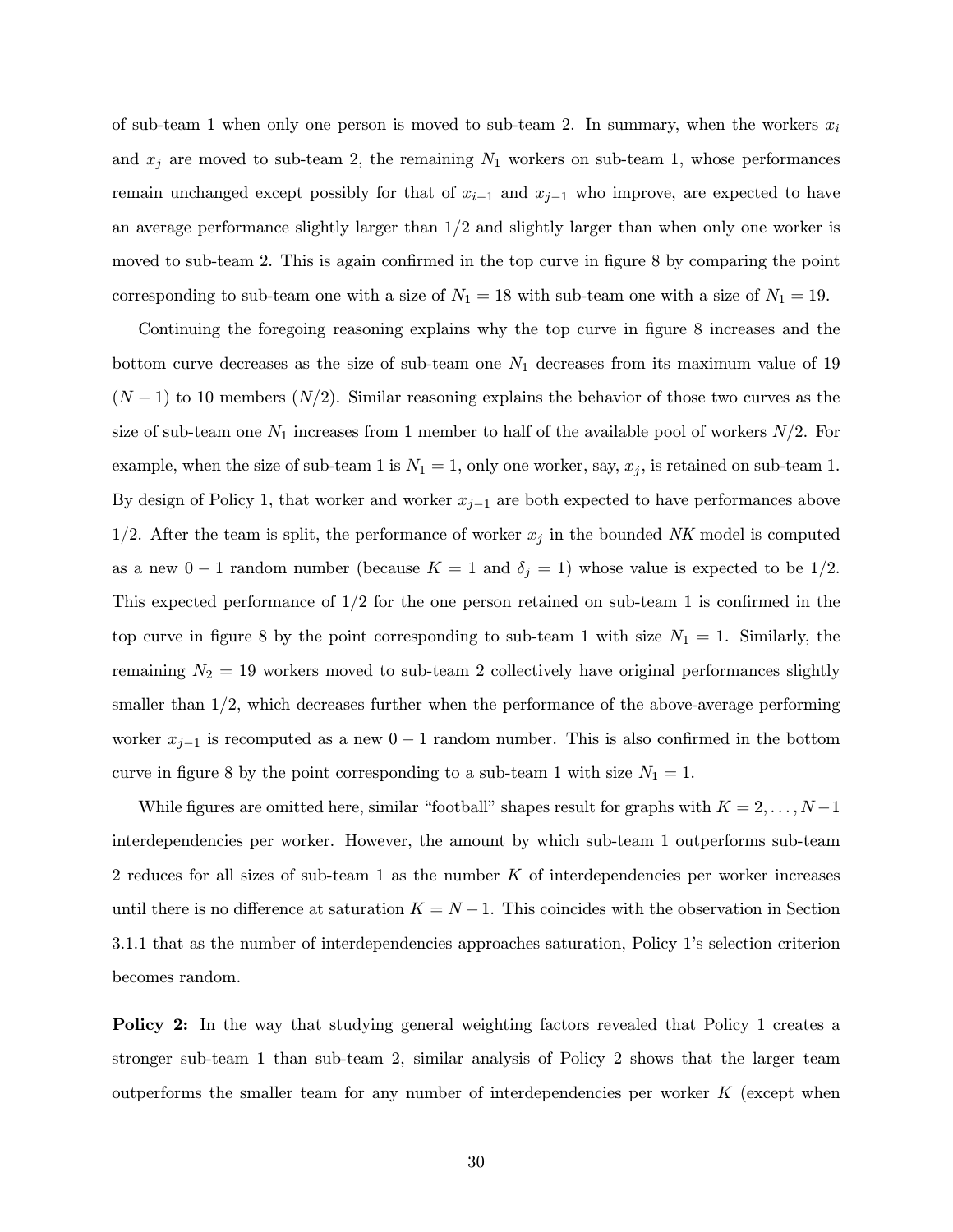of sub-team 1 when only one person is moved to sub-team 2. In summary, when the workers $x_i$ and $x_j$ are moved to sub-team 2, the remaining $N_1$ workers on sub-team 1, whose performances remain unchanged except possibly for that of $x_{i-1}$ and $x_{j-1}$ who improve, are expected to have an average performance slightly larger than 1/2 and slightly larger than when only one worker is moved to sub-team 2. This is again confirmed in the top curve in figure 8 by comparing the point corresponding to sub-team one with a size of $N_1 = 18$ with sub-team one with a size of $N_1 = 19$.

Continuing the foregoing reasoning explains why the top curve in figure 8 increases and the bottom curve decreases as the size of sub-team one $N_1$ decreases from its maximum value of 19 $(N - 1)$ to 10 members $(N/2)$. Similar reasoning explains the behavior of those two curves as the size of sub-team one $N_1$ increases from 1 member to half of the available pool of workers $N/2$. For example, when the size of sub-team 1 is $N_1 = 1$, only one worker, say, $x_j$, is retained on sub-team 1. By design of Policy 1, that worker and worker $x_{j-1}$ are both expected to have performances above 1/2. After the team is split, the performance of worker $x_j$ in the bounded *NK* model is computed as a new $0 - 1$ random number (because $K = 1$ and $\delta_j = 1$) whose value is expected to be 1/2. This expected performance of 1/2 for the one person retained on sub-team 1 is confirmed in the top curve in figure 8 by the point corresponding to sub-team 1 with size $N_1 = 1$. Similarly, the remaining $N_2 = 19$ workers moved to sub-team 2 collectively have original performances slightly smaller than 1/2, which decreases further when the performance of the above-average performing worker $x_{j-1}$ is recomputed as a new $0 - 1$ random number. This is also confirmed in the bottom curve in figure 8 by the point corresponding to a sub-team 1 with size $N_1 = 1$.

While figures are omitted here, similar "football" shapes result for graphs with $K = 2, \ldots, N-1$ interdependencies per worker. However, the amount by which sub-team 1 outperforms sub-team 2 reduces for all sizes of sub-team 1 as the number $K$ of interdependencies per worker increases until there is no difference at saturation $K = N - 1$. This coincides with the observation in Section 3.1.1 that as the number of interdependencies approaches saturation, Policy 1's selection criterion becomes random.

**Policy 2:** In the way that studying general weighting factors revealed that Policy 1 creates a stronger sub-team 1 than sub-team 2, similar analysis of Policy 2 shows that the larger team outperforms the smaller team for any number of interdependencies per worker $K$ (except when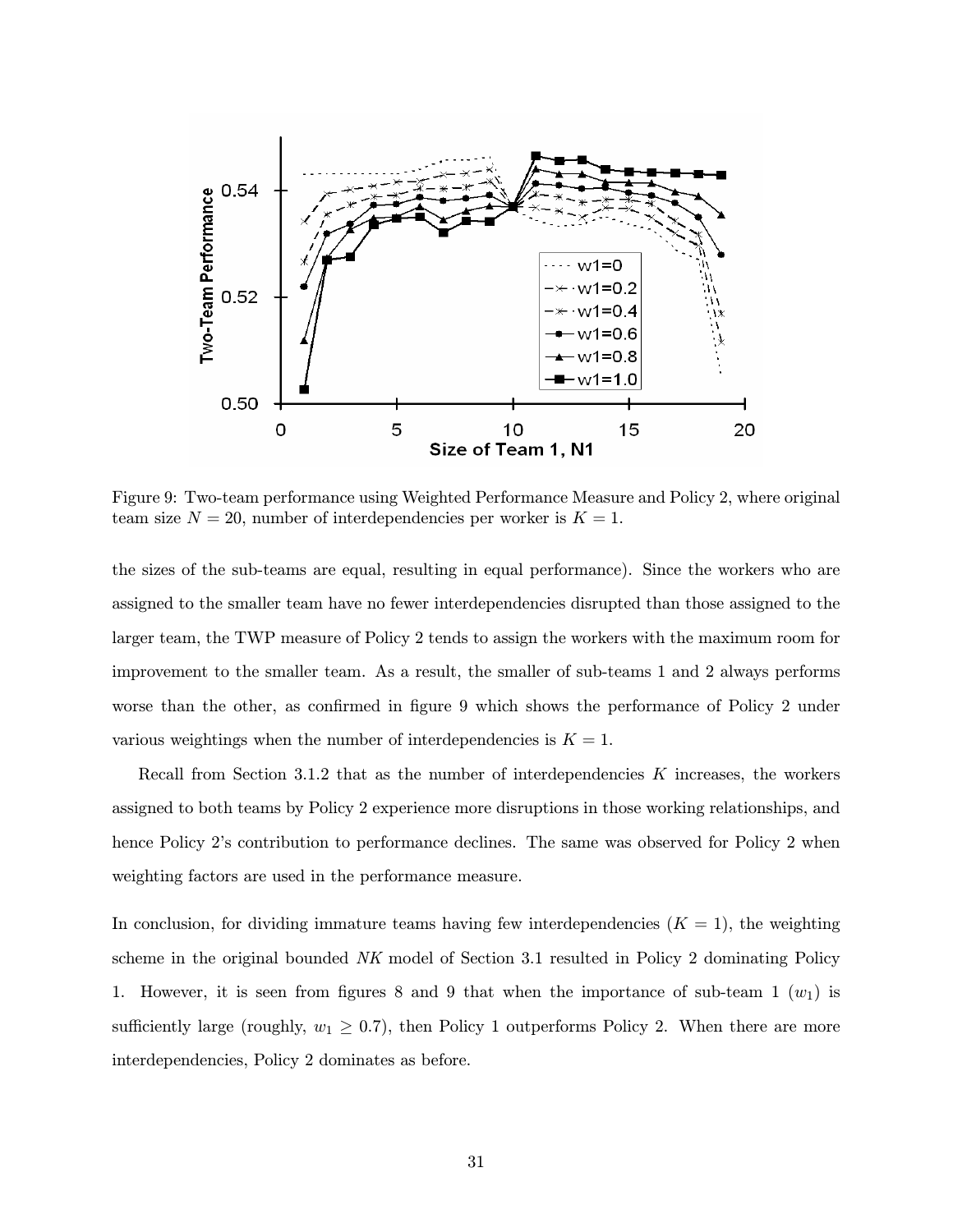Figure 9: Two-team performance using Weighted Performance Measure and Policy 2, where original team size $N = 20$, number of interdependencies per worker is $K = 1$.

the sizes of the sub-teams are equal, resulting in equal performance). Since the workers who are assigned to the smaller team have no fewer interdependencies disrupted than those assigned to the larger team, the TWP measure of Policy 2 tends to assign the workers with the maximum room for improvement to the smaller team. As a result, the smaller of sub-teams 1 and 2 always performs worse than the other, as confirmed in figure 9 which shows the performance of Policy 2 under various weightings when the number of interdependencies is $K = 1$.

Recall from Section 3.1.2 that as the number of interdependencies $K$ increases, the workers assigned to both teams by Policy 2 experience more disruptions in those working relationships, and hence Policy 2's contribution to performance declines. The same was observed for Policy 2 when weighting factors are used in the performance measure.

In conclusion, for dividing immature teams having few interdependencies ($K = 1$), the weighting scheme in the original bounded *NK* model of Section 3.1 resulted in Policy 2 dominating Policy 1. However, it is seen from figures 8 and 9 that when the importance of sub-team 1 ($w_1$) is sufficiently large (roughly, $w_1 \geq 0.7$), then Policy 1 outperforms Policy 2. When there are more interdependencies, Policy 2 dominates as before.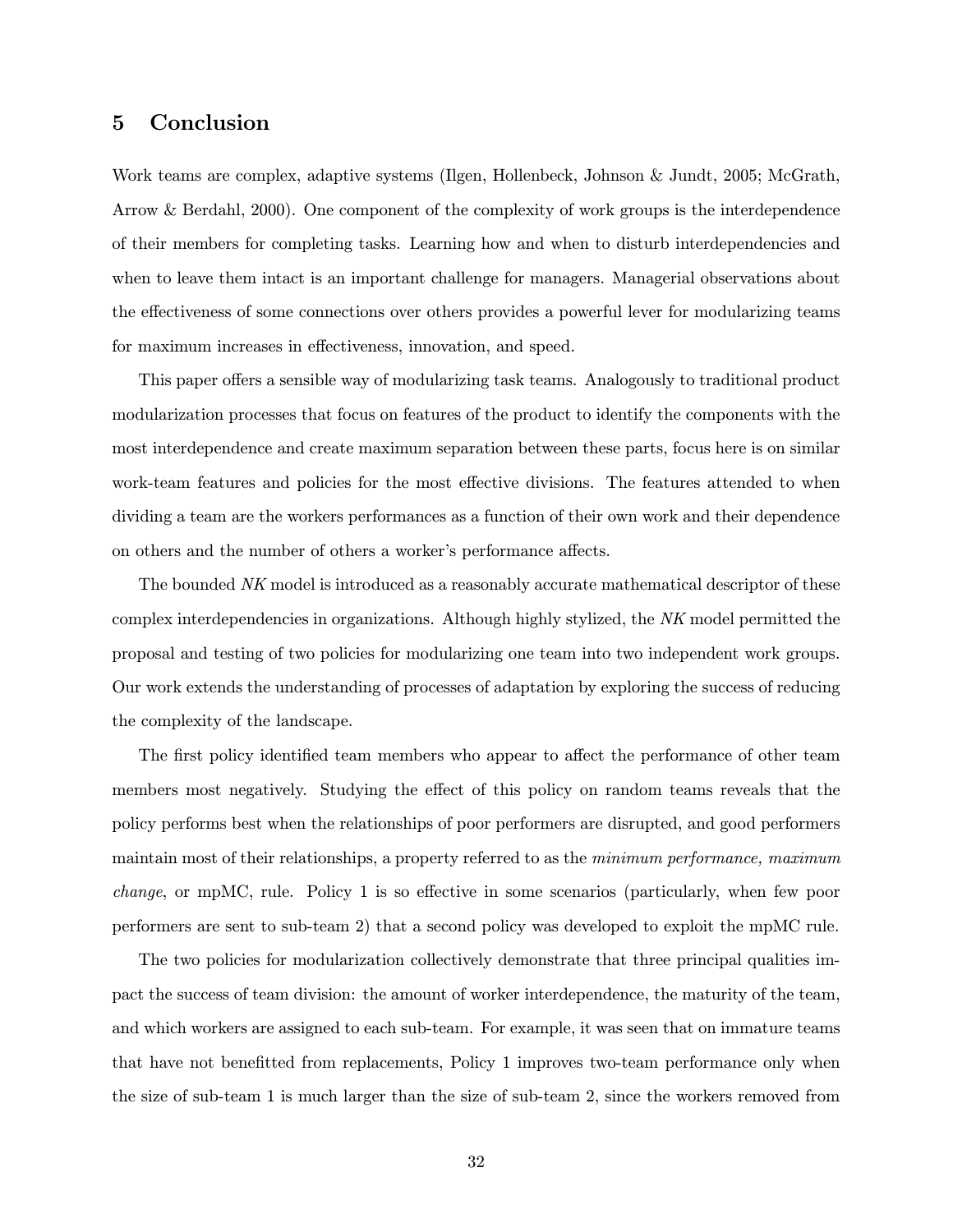## 5 Conclusion

Work teams are complex, adaptive systems (Ilgen, Hollenbeck, Johnson & Jundt, 2005; McGrath, Arrow & Berdahl, 2000). One component of the complexity of work groups is the interdependence of their members for completing tasks. Learning how and when to disturb interdependencies and when to leave them intact is an important challenge for managers. Managerial observations about the effectiveness of some connections over others provides a powerful lever for modularizing teams for maximum increases in effectiveness, innovation, and speed.

This paper offers a sensible way of modularizing task teams. Analogously to traditional product modularization processes that focus on features of the product to identify the components with the most interdependence and create maximum separation between these parts, focus here is on similar work-team features and policies for the most effective divisions. The features attended to when dividing a team are the workers performances as a function of their own work and their dependence on others and the number of others a worker's performance affects.

The bounded *NK* model is introduced as a reasonably accurate mathematical descriptor of these complex interdependencies in organizations. Although highly stylized, the *NK* model permitted the proposal and testing of two policies for modularizing one team into two independent work groups. Our work extends the understanding of processes of adaptation by exploring the success of reducing the complexity of the landscape.

The first policy identified team members who appear to affect the performance of other team members most negatively. Studying the effect of this policy on random teams reveals that the policy performs best when the relationships of poor performers are disrupted, and good performers maintain most of their relationships, a property referred to as the *minimum performance, maximum change*, or mpMC, rule. Policy 1 is so effective in some scenarios (particularly, when few poor performers are sent to sub-team 2) that a second policy was developed to exploit the mpMC rule.

The two policies for modularization collectively demonstrate that three principal qualities impact the success of team division: the amount of worker interdependence, the maturity of the team, and which workers are assigned to each sub-team. For example, it was seen that on immature teams that have not benefitted from replacements, Policy 1 improves two-team performance only when the size of sub-team 1 is much larger than the size of sub-team 2, since the workers removed from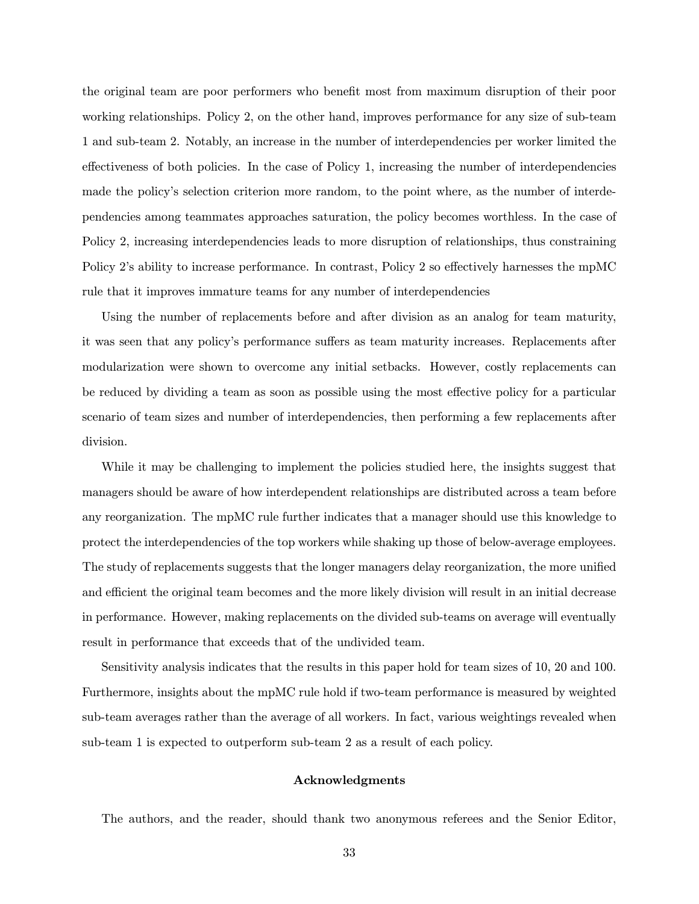the original team are poor performers who benefit most from maximum disruption of their poor working relationships. Policy 2, on the other hand, improves performance for any size of sub-team 1 and sub-team 2. Notably, an increase in the number of interdependencies per worker limited the effectiveness of both policies. In the case of Policy 1, increasing the number of interdependencies made the policy's selection criterion more random, to the point where, as the number of interdependencies among teammates approaches saturation, the policy becomes worthless. In the case of Policy 2, increasing interdependencies leads to more disruption of relationships, thus constraining Policy 2's ability to increase performance. In contrast, Policy 2 so effectively harnesses the mpMC rule that it improves immature teams for any number of interdependencies

Using the number of replacements before and after division as an analog for team maturity, it was seen that any policy's performance suffers as team maturity increases. Replacements after modularization were shown to overcome any initial setbacks. However, costly replacements can be reduced by dividing a team as soon as possible using the most effective policy for a particular scenario of team sizes and number of interdependencies, then performing a few replacements after division.

While it may be challenging to implement the policies studied here, the insights suggest that managers should be aware of how interdependent relationships are distributed across a team before any reorganization. The mpMC rule further indicates that a manager should use this knowledge to protect the interdependencies of the top workers while shaking up those of below-average employees. The study of replacements suggests that the longer managers delay reorganization, the more unified and efficient the original team becomes and the more likely division will result in an initial decrease in performance. However, making replacements on the divided sub-teams on average will eventually result in performance that exceeds that of the undivided team.

Sensitivity analysis indicates that the results in this paper hold for team sizes of 10, 20 and 100. Furthermore, insights about the mpMC rule hold if two-team performance is measured by weighted sub-team averages rather than the average of all workers. In fact, various weightings revealed when sub-team 1 is expected to outperform sub-team 2 as a result of each policy.

### Acknowledgments

The authors, and the reader, should thank two anonymous referees and the Senior Editor,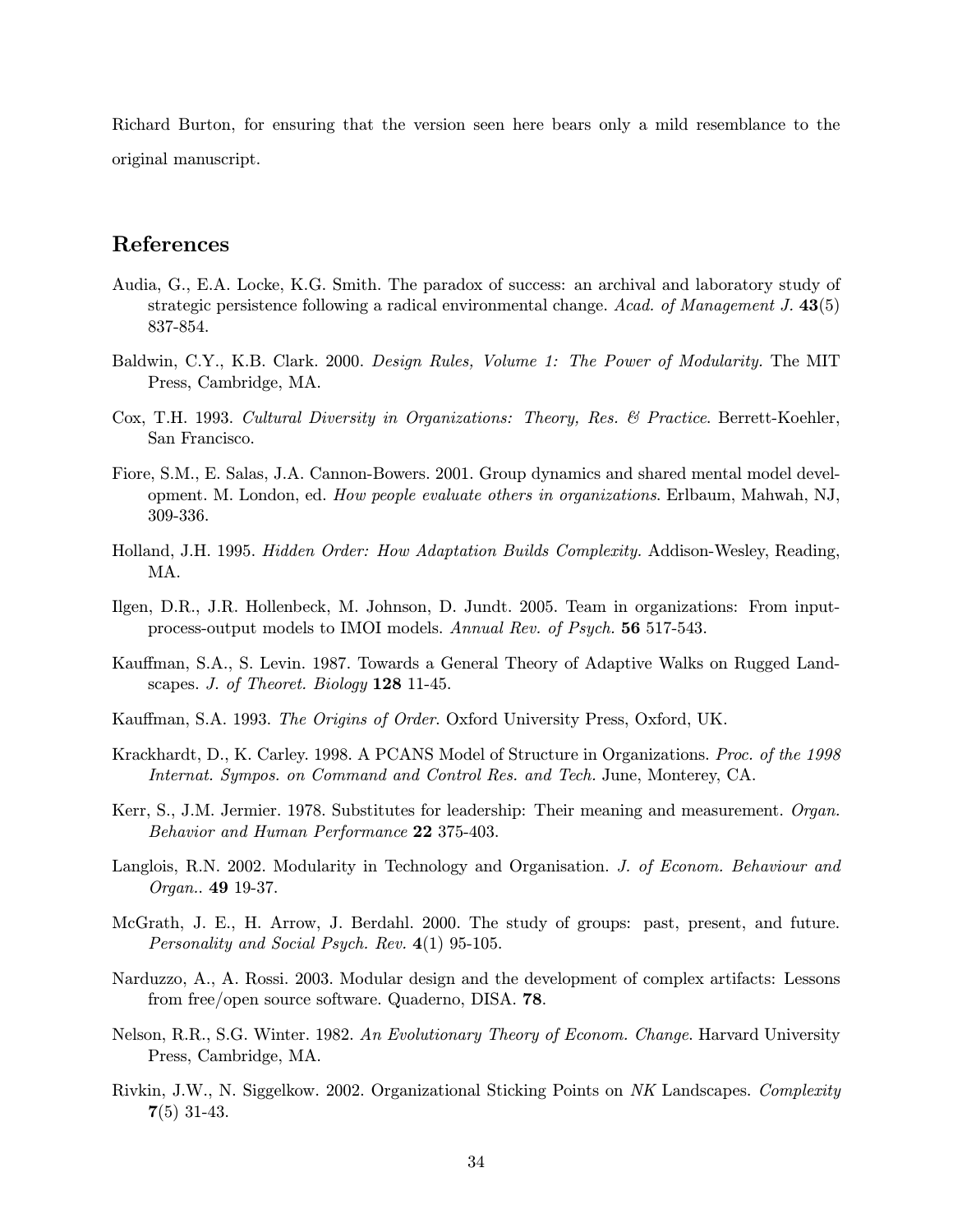Richard Burton, for ensuring that the version seen here bears only a mild resemblance to the original manuscript.

## References

Audia, G., E.A. Locke, K.G. Smith. The paradox of success: an archival and laboratory study of strategic persistence following a radical environmental change. *Acad. of Management J.* **43**(5) 837-854.

Baldwin, C.Y., K.B. Clark. 2000. *Design Rules, Volume 1: The Power of Modularity.* The MIT Press, Cambridge, MA.

Cox, T.H. 1993. *Cultural Diversity in Organizations: Theory, Res. & Practice.* Berrett-Koehler, San Francisco.

Fiore, S.M., E. Salas, J.A. Cannon-Bowers. 2001. Group dynamics and shared mental model development. M. London, ed. *How people evaluate others in organizations.* Erlbaum, Mahwah, NJ, 309-336.

Holland, J.H. 1995. *Hidden Order: How Adaptation Builds Complexity.* Addison-Wesley, Reading, MA.

Ilgen, D.R., J.R. Hollenbeck, M. Johnson, D. Jundt. 2005. Team in organizations: From input-process-output models to IMOI models. *Annual Rev. of Psych.* **56** 517-543.

Kauffman, S.A., S. Levin. 1987. Towards a General Theory of Adaptive Walks on Rugged Landscapes. *J. of Theoret. Biology* **128** 11-45.

Kauffman, S.A. 1993. *The Origins of Order.* Oxford University Press, Oxford, UK.

Krackhardt, D., K. Carley. 1998. A PCANS Model of Structure in Organizations. *Proc. of the 1998 Internat. Sympos. on Command and Control Res. and Tech.* June, Monterey, CA.

Kerr, S., J.M. Jermier. 1978. Substitutes for leadership: Their meaning and measurement. *Organ. Behavior and Human Performance* **22** 375-403.

Langlois, R.N. 2002. Modularity in Technology and Organisation. *J. of Econom. Behaviour and Organ..* **49** 19-37.

McGrath, J. E., H. Arrow, J. Berdahl. 2000. The study of groups: past, present, and future. *Personality and Social Psych. Rev.* **4**(1) 95-105.

Narduzzo, A., A. Rossi. 2003. Modular design and the development of complex artifacts: Lessons from free/open source software. Quaderno, DISA. **78**.

Nelson, R.R., S.G. Winter. 1982. *An Evolutionary Theory of Econom. Change.* Harvard University Press, Cambridge, MA.

Rivkin, J.W., N. Siggelkow. 2002. Organizational Sticking Points on *NK* Landscapes. *Complexity* **7**(5) 31-43.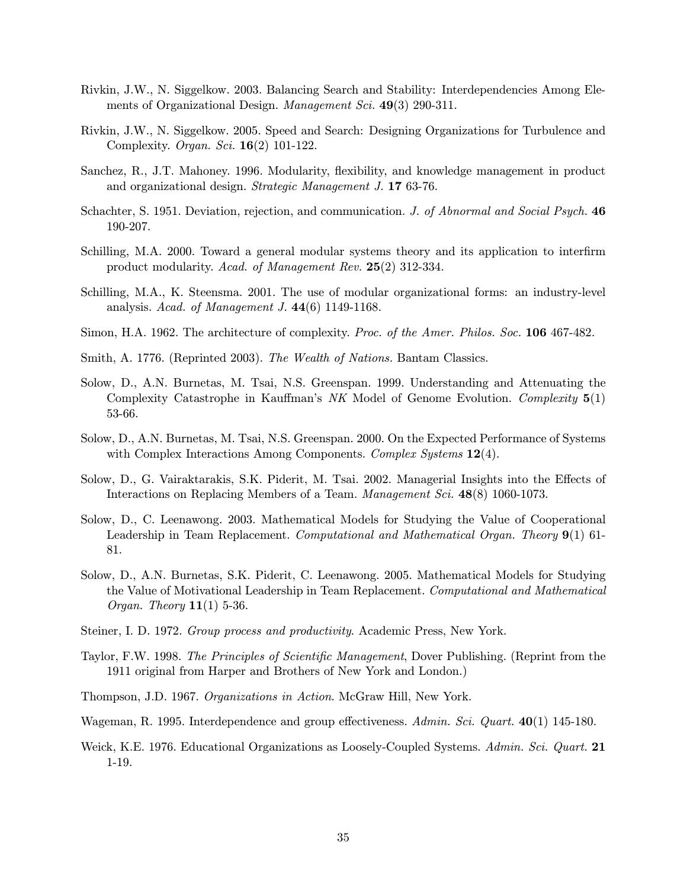Rivkin, J.W., N. Siggelkow. 2003. Balancing Search and Stability: Interdependencies Among Elements of Organizational Design. *Management Sci.* **49**(3) 290-311.

Rivkin, J.W., N. Siggelkow. 2005. Speed and Search: Designing Organizations for Turbulence and Complexity. *Organ. Sci.* **16**(2) 101-122.

Sanchez, R., J.T. Mahoney. 1996. Modularity, flexibility, and knowledge management in product and organizational design. *Strategic Management J.* **17** 63-76.

Schachter, S. 1951. Deviation, rejection, and communication. *J. of Abnormal and Social Psych.* **46** 190-207.

Schilling, M.A. 2000. Toward a general modular systems theory and its application to interfirm product modularity. *Acad. of Management Rev.* **25**(2) 312-334.

Schilling, M.A., K. Steensma. 2001. The use of modular organizational forms: an industry-level analysis. *Acad. of Management J.* **44**(6) 1149-1168.

Simon, H.A. 1962. The architecture of complexity. *Proc. of the Amer. Philos. Soc.* **106** 467-482.

Smith, A. 1776. (Reprinted 2003). *The Wealth of Nations.* Bantam Classics.

Solow, D., A.N. Burnetas, M. Tsai, N.S. Greenspan. 1999. Understanding and Attenuating the Complexity Catastrophe in Kauffman's *NK* Model of Genome Evolution. *Complexity* **5**(1) 53-66.

Solow, D., A.N. Burnetas, M. Tsai, N.S. Greenspan. 2000. On the Expected Performance of Systems with Complex Interactions Among Components. *Complex Systems* **12**(4).

Solow, D., G. Vairaktarakis, S.K. Piderit, M. Tsai. 2002. Managerial Insights into the Effects of Interactions on Replacing Members of a Team. *Management Sci.* **48**(8) 1060-1073.

Solow, D., C. Leenawong. 2003. Mathematical Models for Studying the Value of Cooperational Leadership in Team Replacement. *Computational and Mathematical Organ. Theory* **9**(1) 61-81.

Solow, D., A.N. Burnetas, S.K. Piderit, C. Leenawong. 2005. Mathematical Models for Studying the Value of Motivational Leadership in Team Replacement. *Computational and Mathematical Organ. Theory* **11**(1) 5-36.

Steiner, I. D. 1972. *Group process and productivity*. Academic Press, New York.

Taylor, F.W. 1998. *The Principles of Scientific Management*, Dover Publishing. (Reprint from the 1911 original from Harper and Brothers of New York and London.)

Thompson, J.D. 1967. *Organizations in Action*. McGraw Hill, New York.

Wageman, R. 1995. Interdependence and group effectiveness. *Admin. Sci. Quart.* **40**(1) 145-180.

Weick, K.E. 1976. Educational Organizations as Loosely-Coupled Systems. *Admin. Sci. Quart.* **21** 1-19.